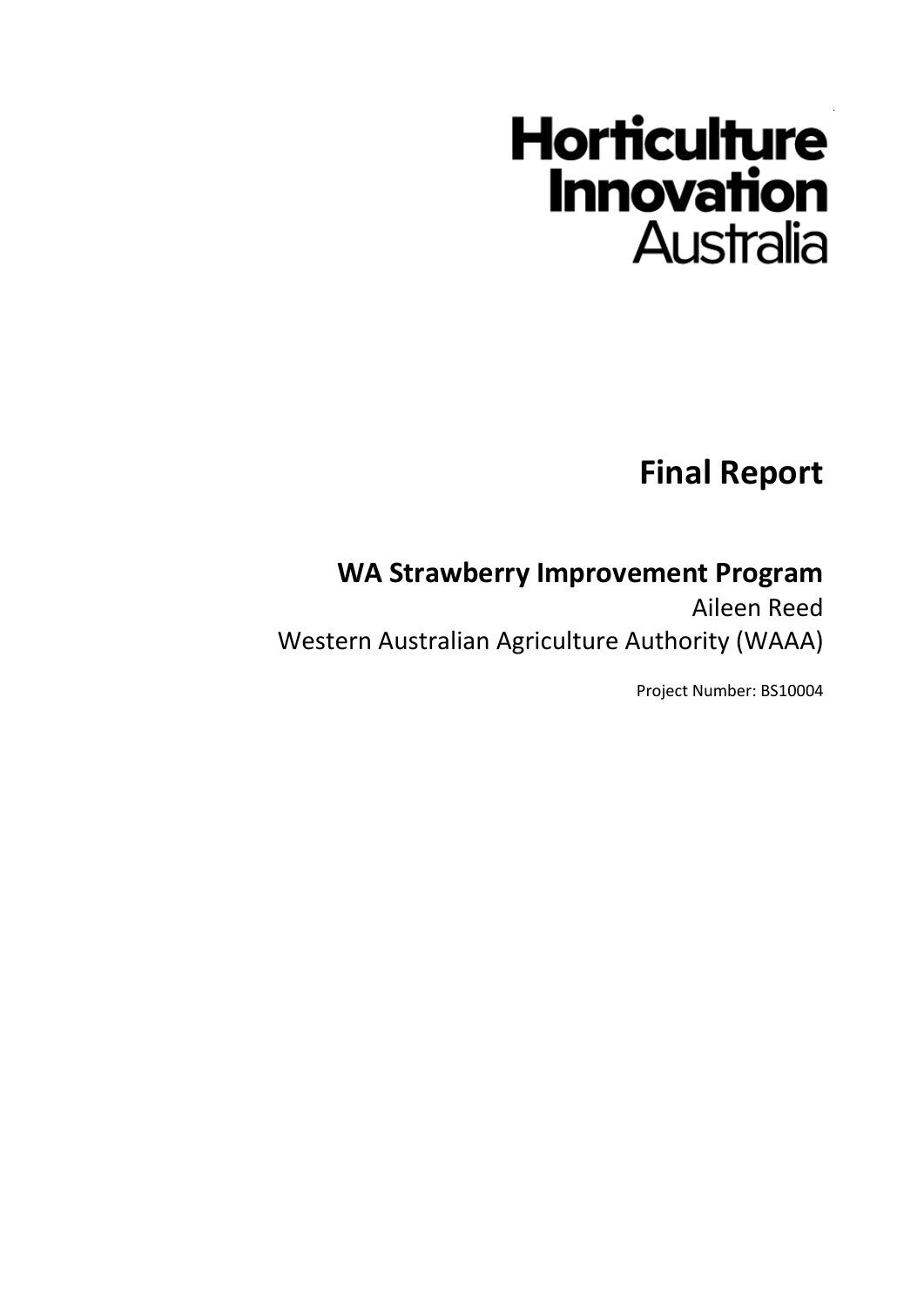Horticulture Innovation Australia

# Final Report

## WA Strawberry Improvement Program

Aileen Reed

Western Australian Agriculture Authority (WAAA)

Project Number: BS10004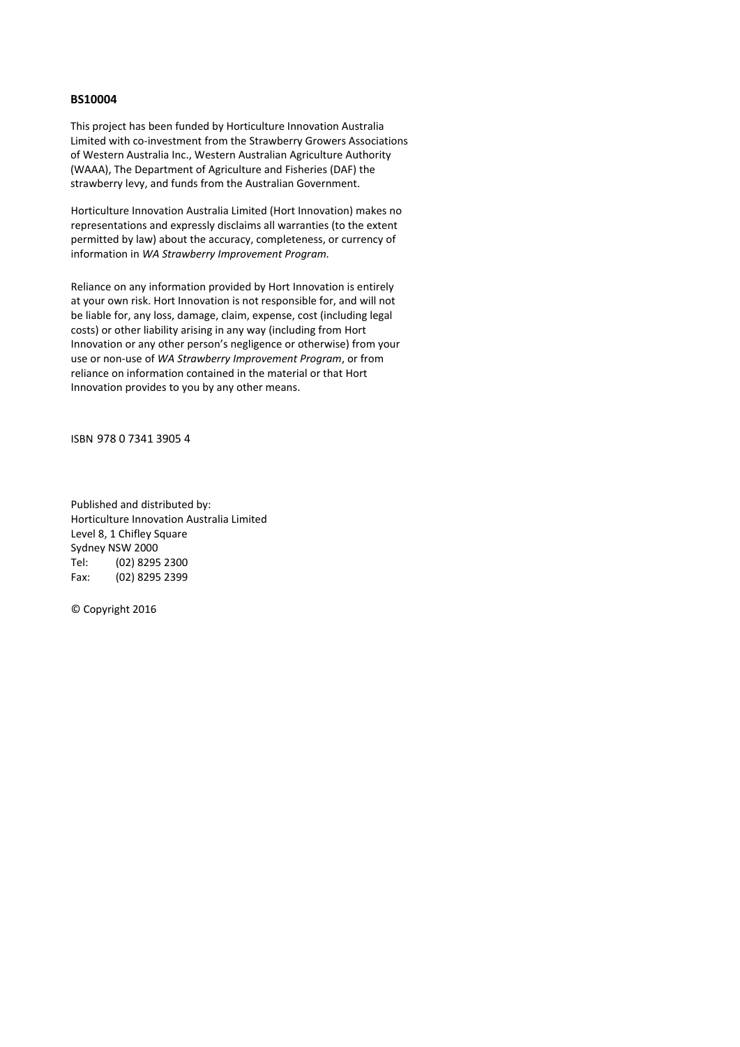**BS10004**

This project has been funded by Horticulture Innovation Australia Limited with co-investment from the Strawberry Growers Associations of Western Australia Inc., Western Australian Agriculture Authority (WAAA), The Department of Agriculture and Fisheries (DAF) the strawberry levy, and funds from the Australian Government.

Horticulture Innovation Australia Limited (Hort Innovation) makes no representations and expressly disclaims all warranties (to the extent permitted by law) about the accuracy, completeness, or currency of information in *WA Strawberry Improvement Program.*

Reliance on any information provided by Hort Innovation is entirely at your own risk. Hort Innovation is not responsible for, and will not be liable for, any loss, damage, claim, expense, cost (including legal costs) or other liability arising in any way (including from Hort Innovation or any other person's negligence or otherwise) from your use or non-use of *WA Strawberry Improvement Program*, or from reliance on information contained in the material or that Hort Innovation provides to you by any other means.

ISBN 978 0 7341 3905 4

Published and distributed by:
Horticulture Innovation Australia Limited
Level 8, 1 Chifley Square
Sydney NSW 2000
Tel: (02) 8295 2300
Fax: (02) 8295 2399

© Copyright 2016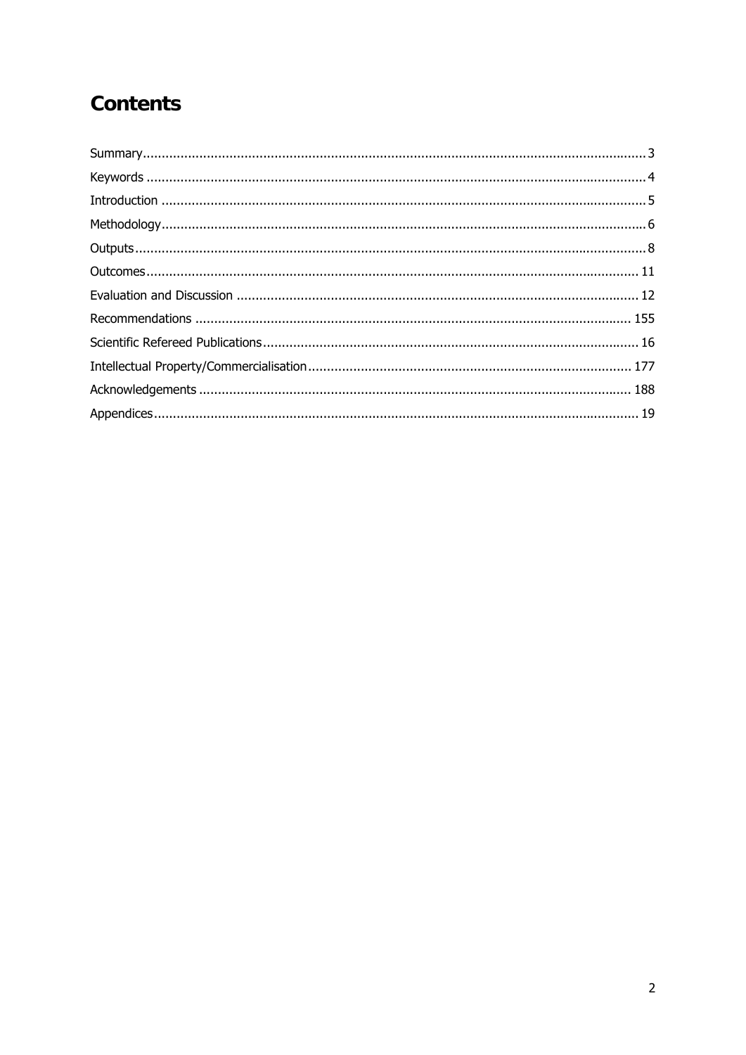# Contents

Summary...3
Keywords...4
Introduction...5
Methodology...6
Outputs...8
Outcomes...11
Evaluation and Discussion...12
Recommendations...155
Scientific Refereed Publications...16
Intellectual Property/Commercialisation...177
Acknowledgements...188
Appendices...19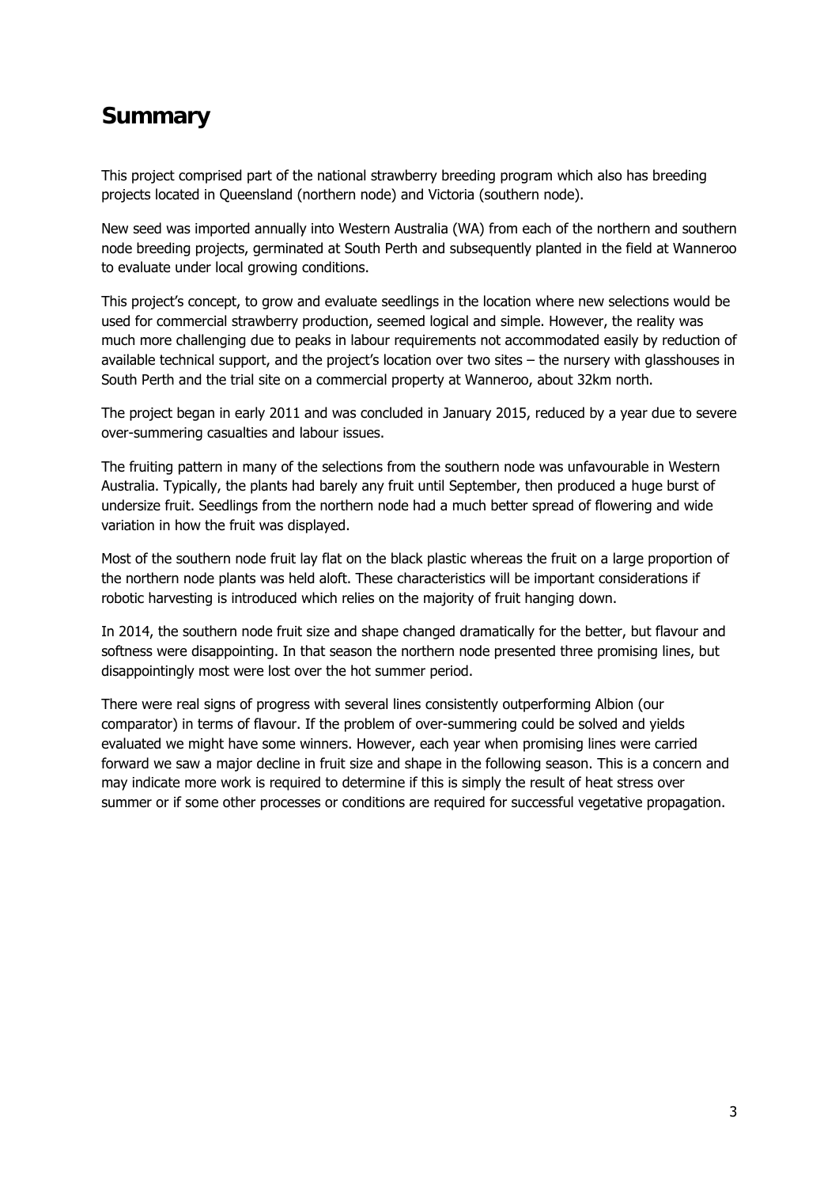# Summary

This project comprised part of the national strawberry breeding program which also has breeding projects located in Queensland (northern node) and Victoria (southern node).

New seed was imported annually into Western Australia (WA) from each of the northern and southern node breeding projects, germinated at South Perth and subsequently planted in the field at Wanneroo to evaluate under local growing conditions.

This project's concept, to grow and evaluate seedlings in the location where new selections would be used for commercial strawberry production, seemed logical and simple. However, the reality was much more challenging due to peaks in labour requirements not accommodated easily by reduction of available technical support, and the project's location over two sites – the nursery with glasshouses in South Perth and the trial site on a commercial property at Wanneroo, about 32km north.

The project began in early 2011 and was concluded in January 2015, reduced by a year due to severe over-summering casualties and labour issues.

The fruiting pattern in many of the selections from the southern node was unfavourable in Western Australia. Typically, the plants had barely any fruit until September, then produced a huge burst of undersize fruit. Seedlings from the northern node had a much better spread of flowering and wide variation in how the fruit was displayed.

Most of the southern node fruit lay flat on the black plastic whereas the fruit on a large proportion of the northern node plants was held aloft. These characteristics will be important considerations if robotic harvesting is introduced which relies on the majority of fruit hanging down.

In 2014, the southern node fruit size and shape changed dramatically for the better, but flavour and softness were disappointing. In that season the northern node presented three promising lines, but disappointingly most were lost over the hot summer period.

There were real signs of progress with several lines consistently outperforming Albion (our comparator) in terms of flavour. If the problem of over-summering could be solved and yields evaluated we might have some winners. However, each year when promising lines were carried forward we saw a major decline in fruit size and shape in the following season. This is a concern and may indicate more work is required to determine if this is simply the result of heat stress over summer or if some other processes or conditions are required for successful vegetative propagation.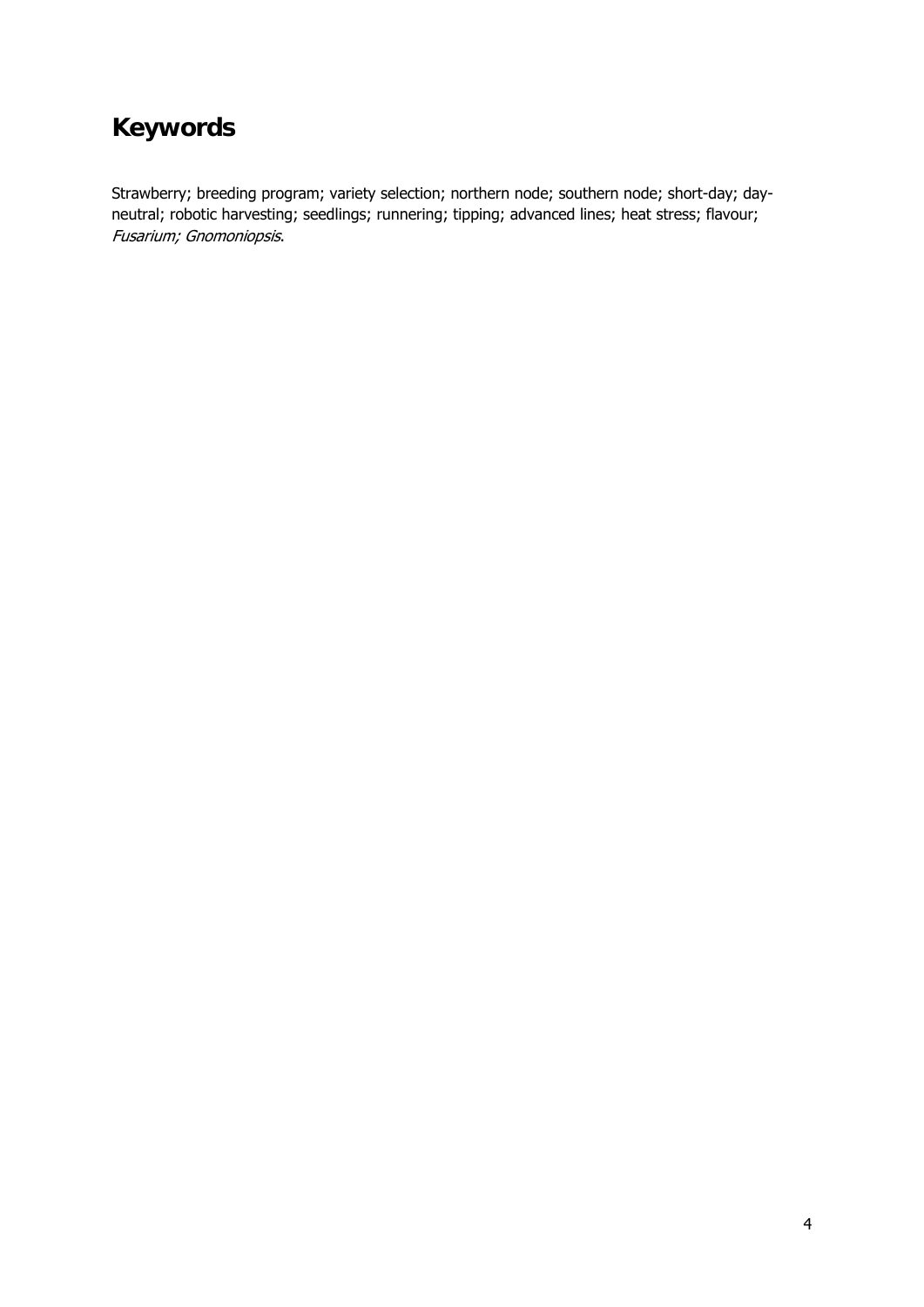# Keywords

Strawberry; breeding program; variety selection; northern node; southern node; short-day; day-neutral; robotic harvesting; seedlings; runnering; tipping; advanced lines; heat stress; flavour; *Fusarium; Gnomoniopsis*.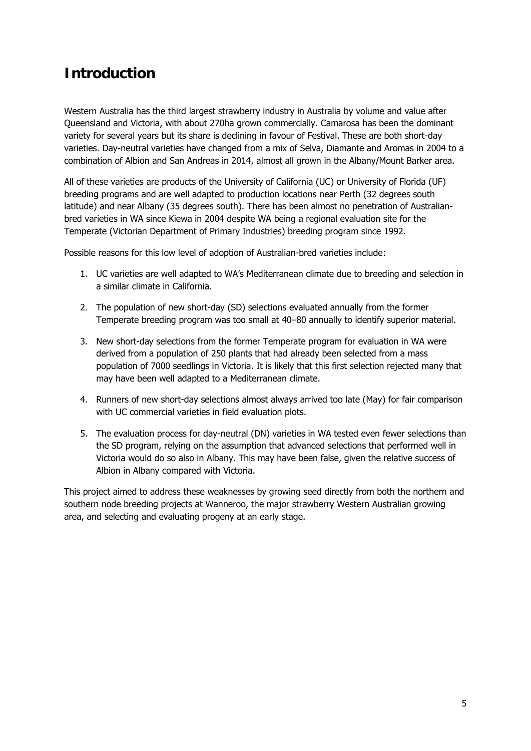# Introduction

Western Australia has the third largest strawberry industry in Australia by volume and value after Queensland and Victoria, with about 270ha grown commercially. Camarosa has been the dominant variety for several years but its share is declining in favour of Festival. These are both short-day varieties. Day-neutral varieties have changed from a mix of Selva, Diamante and Aromas in 2004 to a combination of Albion and San Andreas in 2014, almost all grown in the Albany/Mount Barker area.

All of these varieties are products of the University of California (UC) or University of Florida (UF) breeding programs and are well adapted to production locations near Perth (32 degrees south latitude) and near Albany (35 degrees south). There has been almost no penetration of Australian-bred varieties in WA since Kiewa in 2004 despite WA being a regional evaluation site for the Temperate (Victorian Department of Primary Industries) breeding program since 1992.

Possible reasons for this low level of adoption of Australian-bred varieties include:

1. UC varieties are well adapted to WA's Mediterranean climate due to breeding and selection in a similar climate in California.
2. The population of new short-day (SD) selections evaluated annually from the former Temperate breeding program was too small at 40–80 annually to identify superior material.
3. New short-day selections from the former Temperate program for evaluation in WA were derived from a population of 250 plants that had already been selected from a mass population of 7000 seedlings in Victoria. It is likely that this first selection rejected many that may have been well adapted to a Mediterranean climate.
4. Runners of new short-day selections almost always arrived too late (May) for fair comparison with UC commercial varieties in field evaluation plots.
5. The evaluation process for day-neutral (DN) varieties in WA tested even fewer selections than the SD program, relying on the assumption that advanced selections that performed well in Victoria would do so also in Albany. This may have been false, given the relative success of Albion in Albany compared with Victoria.

This project aimed to address these weaknesses by growing seed directly from both the northern and southern node breeding projects at Wanneroo, the major strawberry Western Australian growing area, and selecting and evaluating progeny at an early stage.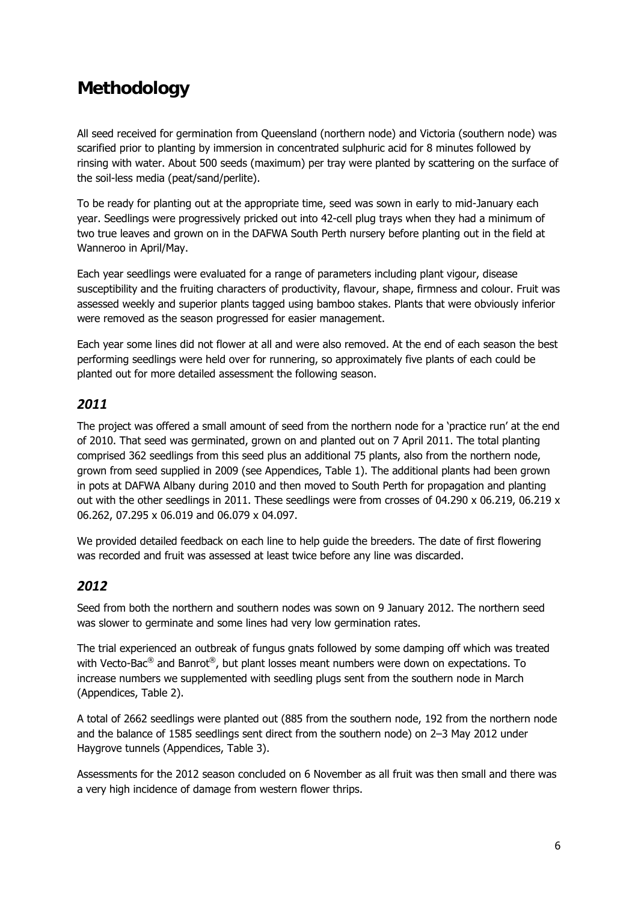# Methodology

All seed received for germination from Queensland (northern node) and Victoria (southern node) was scarified prior to planting by immersion in concentrated sulphuric acid for 8 minutes followed by rinsing with water. About 500 seeds (maximum) per tray were planted by scattering on the surface of the soil-less media (peat/sand/perlite).

To be ready for planting out at the appropriate time, seed was sown in early to mid-January each year. Seedlings were progressively pricked out into 42-cell plug trays when they had a minimum of two true leaves and grown on in the DAFWA South Perth nursery before planting out in the field at Wanneroo in April/May.

Each year seedlings were evaluated for a range of parameters including plant vigour, disease susceptibility and the fruiting characters of productivity, flavour, shape, firmness and colour. Fruit was assessed weekly and superior plants tagged using bamboo stakes. Plants that were obviously inferior were removed as the season progressed for easier management.

Each year some lines did not flower at all and were also removed. At the end of each season the best performing seedlings were held over for runnering, so approximately five plants of each could be planted out for more detailed assessment the following season.

## *2011*

The project was offered a small amount of seed from the northern node for a 'practice run' at the end of 2010. That seed was germinated, grown on and planted out on 7 April 2011. The total planting comprised 362 seedlings from this seed plus an additional 75 plants, also from the northern node, grown from seed supplied in 2009 (see Appendices, Table 1). The additional plants had been grown in pots at DAFWA Albany during 2010 and then moved to South Perth for propagation and planting out with the other seedlings in 2011. These seedlings were from crosses of 04.290 x 06.219, 06.219 x 06.262, 07.295 x 06.019 and 06.079 x 04.097.

We provided detailed feedback on each line to help guide the breeders. The date of first flowering was recorded and fruit was assessed at least twice before any line was discarded.

## *2012*

Seed from both the northern and southern nodes was sown on 9 January 2012. The northern seed was slower to germinate and some lines had very low germination rates.

The trial experienced an outbreak of fungus gnats followed by some damping off which was treated with Vecto-Bac® and Banrot®, but plant losses meant numbers were down on expectations. To increase numbers we supplemented with seedling plugs sent from the southern node in March (Appendices, Table 2).

A total of 2662 seedlings were planted out (885 from the southern node, 192 from the northern node and the balance of 1585 seedlings sent direct from the southern node) on 2–3 May 2012 under Haygrove tunnels (Appendices, Table 3).

Assessments for the 2012 season concluded on 6 November as all fruit was then small and there was a very high incidence of damage from western flower thrips.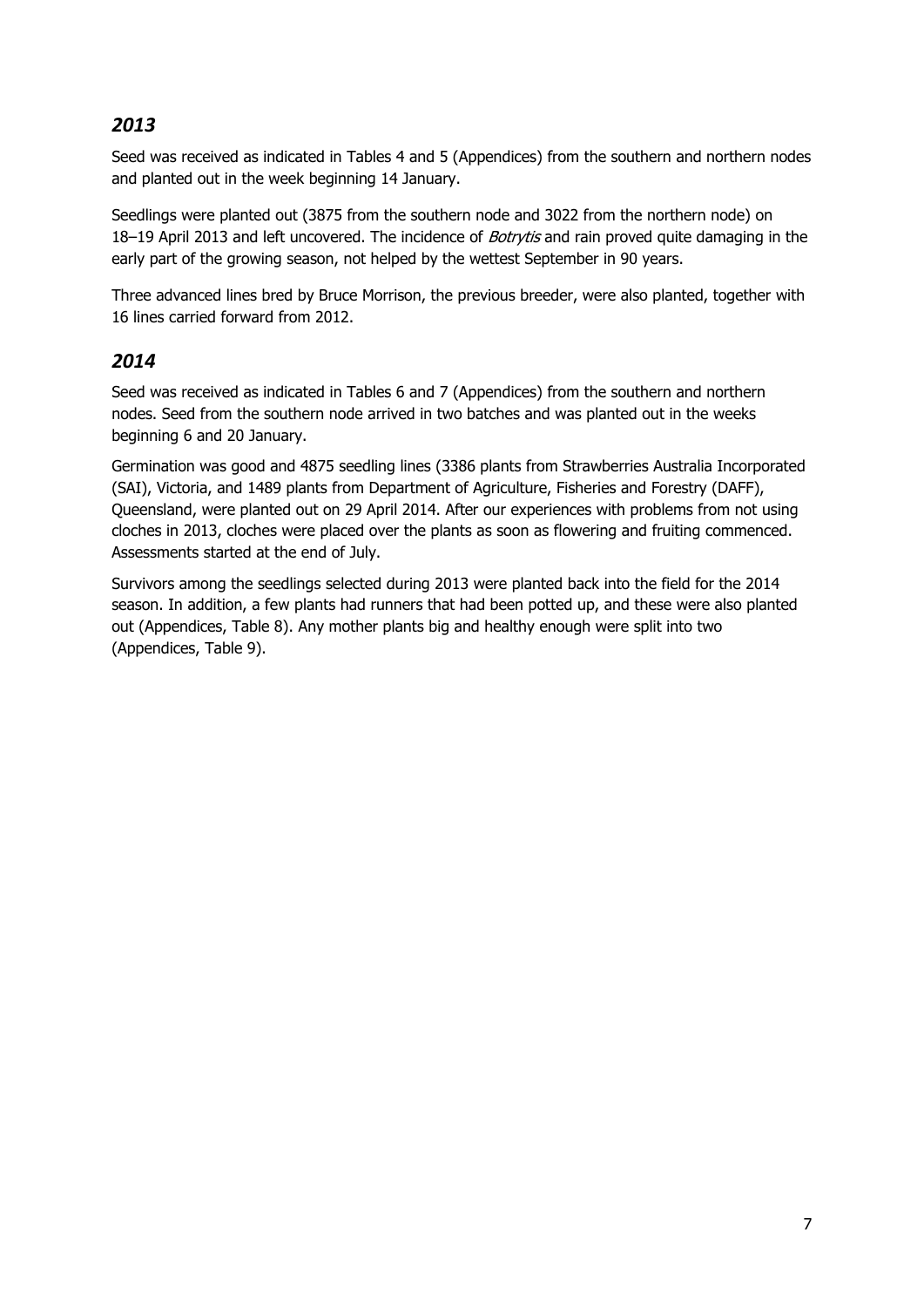## *2013*

Seed was received as indicated in Tables 4 and 5 (Appendices) from the southern and northern nodes and planted out in the week beginning 14 January.

Seedlings were planted out (3875 from the southern node and 3022 from the northern node) on 18–19 April 2013 and left uncovered. The incidence of *Botrytis* and rain proved quite damaging in the early part of the growing season, not helped by the wettest September in 90 years.

Three advanced lines bred by Bruce Morrison, the previous breeder, were also planted, together with 16 lines carried forward from 2012.

## *2014*

Seed was received as indicated in Tables 6 and 7 (Appendices) from the southern and northern nodes. Seed from the southern node arrived in two batches and was planted out in the weeks beginning 6 and 20 January.

Germination was good and 4875 seedling lines (3386 plants from Strawberries Australia Incorporated (SAI), Victoria, and 1489 plants from Department of Agriculture, Fisheries and Forestry (DAFF), Queensland, were planted out on 29 April 2014. After our experiences with problems from not using cloches in 2013, cloches were placed over the plants as soon as flowering and fruiting commenced. Assessments started at the end of July.

Survivors among the seedlings selected during 2013 were planted back into the field for the 2014 season. In addition, a few plants had runners that had been potted up, and these were also planted out (Appendices, Table 8). Any mother plants big and healthy enough were split into two (Appendices, Table 9).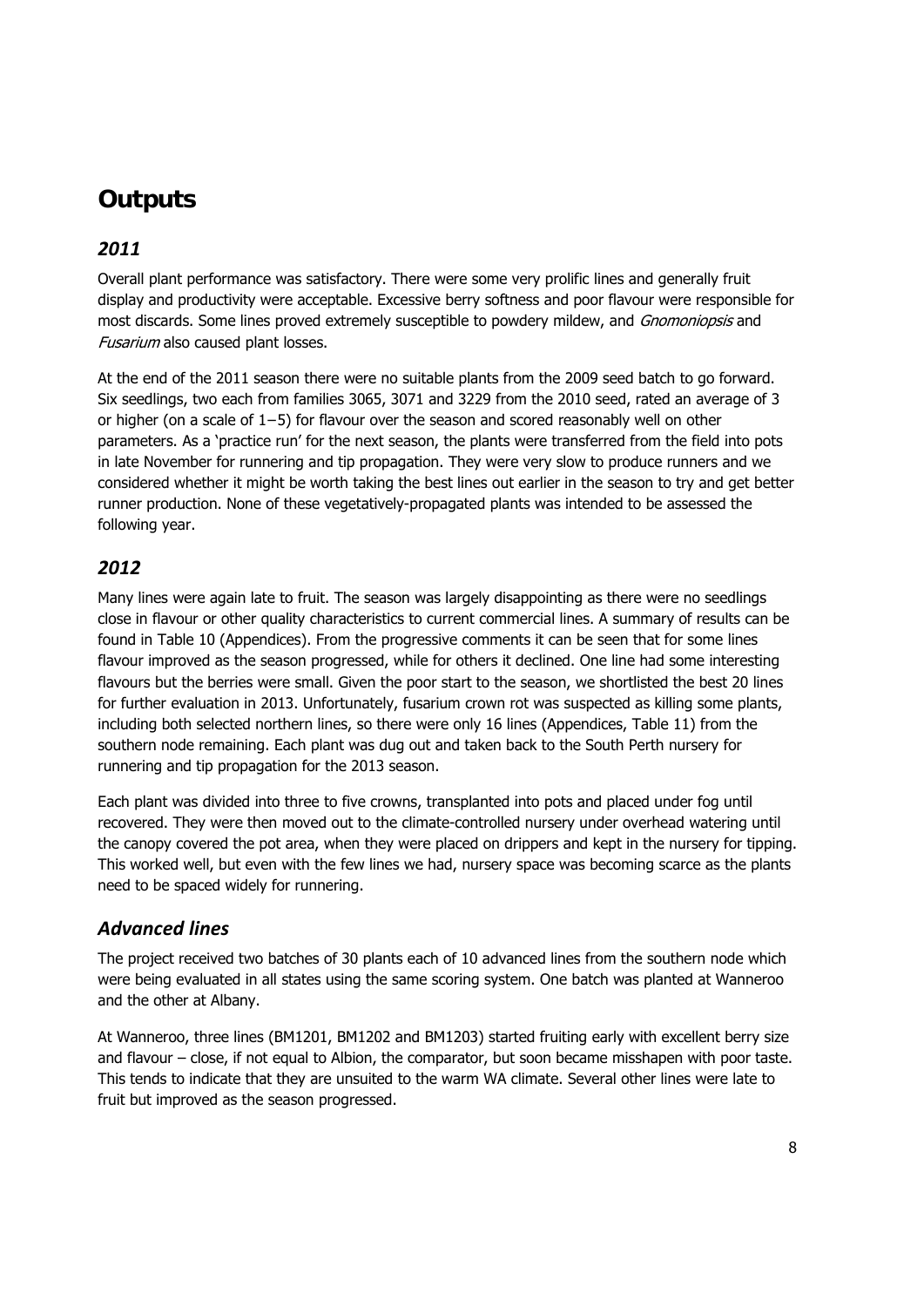# Outputs

## *2011*

Overall plant performance was satisfactory. There were some very prolific lines and generally fruit display and productivity were acceptable. Excessive berry softness and poor flavour were responsible for most discards. Some lines proved extremely susceptible to powdery mildew, and *Gnomoniopsis* and *Fusarium* also caused plant losses.

At the end of the 2011 season there were no suitable plants from the 2009 seed batch to go forward. Six seedlings, two each from families 3065, 3071 and 3229 from the 2010 seed, rated an average of 3 or higher (on a scale of 1−5) for flavour over the season and scored reasonably well on other parameters. As a 'practice run' for the next season, the plants were transferred from the field into pots in late November for runnering and tip propagation. They were very slow to produce runners and we considered whether it might be worth taking the best lines out earlier in the season to try and get better runner production. None of these vegetatively-propagated plants was intended to be assessed the following year.

## *2012*

Many lines were again late to fruit. The season was largely disappointing as there were no seedlings close in flavour or other quality characteristics to current commercial lines. A summary of results can be found in Table 10 (Appendices). From the progressive comments it can be seen that for some lines flavour improved as the season progressed, while for others it declined. One line had some interesting flavours but the berries were small. Given the poor start to the season, we shortlisted the best 20 lines for further evaluation in 2013. Unfortunately, fusarium crown rot was suspected as killing some plants, including both selected northern lines, so there were only 16 lines (Appendices, Table 11) from the southern node remaining. Each plant was dug out and taken back to the South Perth nursery for runnering and tip propagation for the 2013 season.

Each plant was divided into three to five crowns, transplanted into pots and placed under fog until recovered. They were then moved out to the climate-controlled nursery under overhead watering until the canopy covered the pot area, when they were placed on drippers and kept in the nursery for tipping. This worked well, but even with the few lines we had, nursery space was becoming scarce as the plants need to be spaced widely for runnering.

## *Advanced lines*

The project received two batches of 30 plants each of 10 advanced lines from the southern node which were being evaluated in all states using the same scoring system. One batch was planted at Wanneroo and the other at Albany.

At Wanneroo, three lines (BM1201, BM1202 and BM1203) started fruiting early with excellent berry size and flavour – close, if not equal to Albion, the comparator, but soon became misshapen with poor taste. This tends to indicate that they are unsuited to the warm WA climate. Several other lines were late to fruit but improved as the season progressed.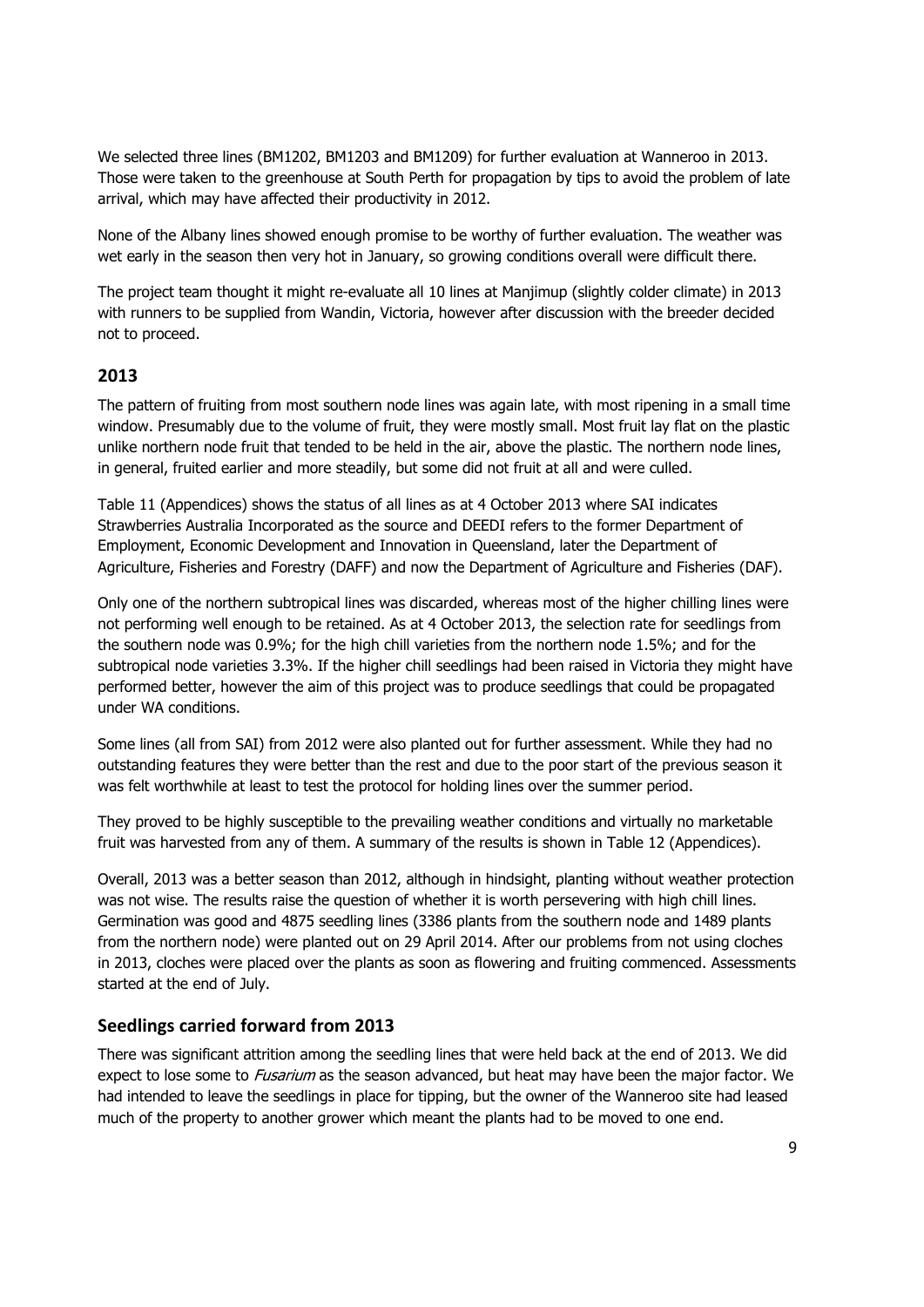We selected three lines (BM1202, BM1203 and BM1209) for further evaluation at Wanneroo in 2013. Those were taken to the greenhouse at South Perth for propagation by tips to avoid the problem of late arrival, which may have affected their productivity in 2012.

None of the Albany lines showed enough promise to be worthy of further evaluation. The weather was wet early in the season then very hot in January, so growing conditions overall were difficult there.

The project team thought it might re-evaluate all 10 lines at Manjimup (slightly colder climate) in 2013 with runners to be supplied from Wandin, Victoria, however after discussion with the breeder decided not to proceed.

## 2013

The pattern of fruiting from most southern node lines was again late, with most ripening in a small time window. Presumably due to the volume of fruit, they were mostly small. Most fruit lay flat on the plastic unlike northern node fruit that tended to be held in the air, above the plastic. The northern node lines, in general, fruited earlier and more steadily, but some did not fruit at all and were culled.

Table 11 (Appendices) shows the status of all lines as at 4 October 2013 where SAI indicates Strawberries Australia Incorporated as the source and DEEDI refers to the former Department of Employment, Economic Development and Innovation in Queensland, later the Department of Agriculture, Fisheries and Forestry (DAFF) and now the Department of Agriculture and Fisheries (DAF).

Only one of the northern subtropical lines was discarded, whereas most of the higher chilling lines were not performing well enough to be retained. As at 4 October 2013, the selection rate for seedlings from the southern node was 0.9%; for the high chill varieties from the northern node 1.5%; and for the subtropical node varieties 3.3%. If the higher chill seedlings had been raised in Victoria they might have performed better, however the aim of this project was to produce seedlings that could be propagated under WA conditions.

Some lines (all from SAI) from 2012 were also planted out for further assessment. While they had no outstanding features they were better than the rest and due to the poor start of the previous season it was felt worthwhile at least to test the protocol for holding lines over the summer period.

They proved to be highly susceptible to the prevailing weather conditions and virtually no marketable fruit was harvested from any of them. A summary of the results is shown in Table 12 (Appendices).

Overall, 2013 was a better season than 2012, although in hindsight, planting without weather protection was not wise. The results raise the question of whether it is worth persevering with high chill lines. Germination was good and 4875 seedling lines (3386 plants from the southern node and 1489 plants from the northern node) were planted out on 29 April 2014. After our problems from not using cloches in 2013, cloches were placed over the plants as soon as flowering and fruiting commenced. Assessments started at the end of July.

## Seedlings carried forward from 2013

There was significant attrition among the seedling lines that were held back at the end of 2013. We did expect to lose some to *Fusarium* as the season advanced, but heat may have been the major factor. We had intended to leave the seedlings in place for tipping, but the owner of the Wanneroo site had leased much of the property to another grower which meant the plants had to be moved to one end.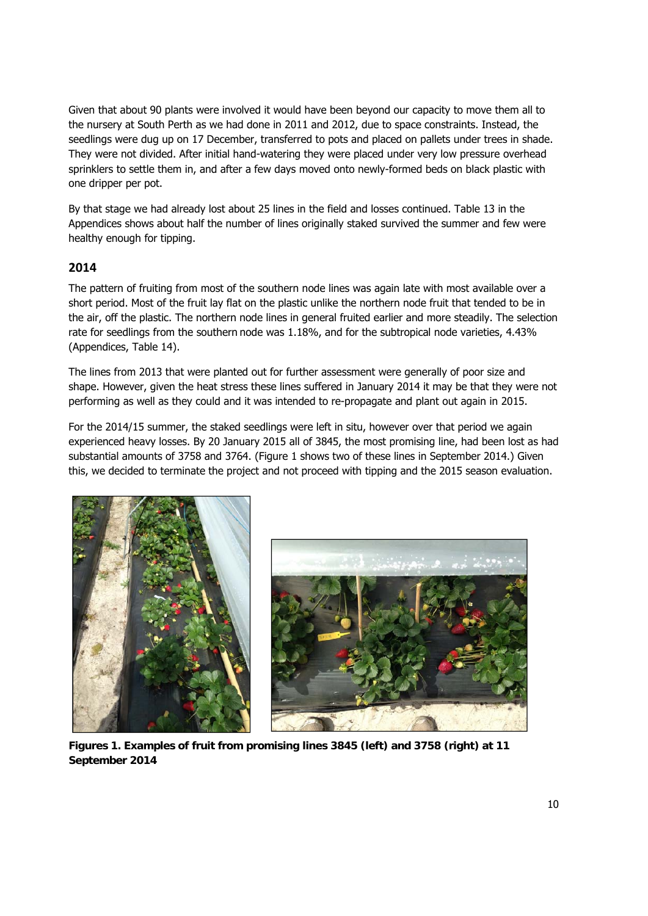Given that about 90 plants were involved it would have been beyond our capacity to move them all to the nursery at South Perth as we had done in 2011 and 2012, due to space constraints. Instead, the seedlings were dug up on 17 December, transferred to pots and placed on pallets under trees in shade. They were not divided. After initial hand-watering they were placed under very low pressure overhead sprinklers to settle them in, and after a few days moved onto newly-formed beds on black plastic with one dripper per pot.

By that stage we had already lost about 25 lines in the field and losses continued. Table 13 in the Appendices shows about half the number of lines originally staked survived the summer and few were healthy enough for tipping.

## 2014

The pattern of fruiting from most of the southern node lines was again late with most available over a short period. Most of the fruit lay flat on the plastic unlike the northern node fruit that tended to be in the air, off the plastic. The northern node lines in general fruited earlier and more steadily. The selection rate for seedlings from the southern node was 1.18%, and for the subtropical node varieties, 4.43% (Appendices, Table 14).

The lines from 2013 that were planted out for further assessment were generally of poor size and shape. However, given the heat stress these lines suffered in January 2014 it may be that they were not performing as well as they could and it was intended to re-propagate and plant out again in 2015.

For the 2014/15 summer, the staked seedlings were left in situ, however over that period we again experienced heavy losses. By 20 January 2015 all of 3845, the most promising line, had been lost as had substantial amounts of 3758 and 3764. (Figure 1 shows two of these lines in September 2014.) Given this, we decided to terminate the project and not proceed with tipping and the 2015 season evaluation.

**Figures 1. Examples of fruit from promising lines 3845 (left) and 3758 (right) at 11 September 2014**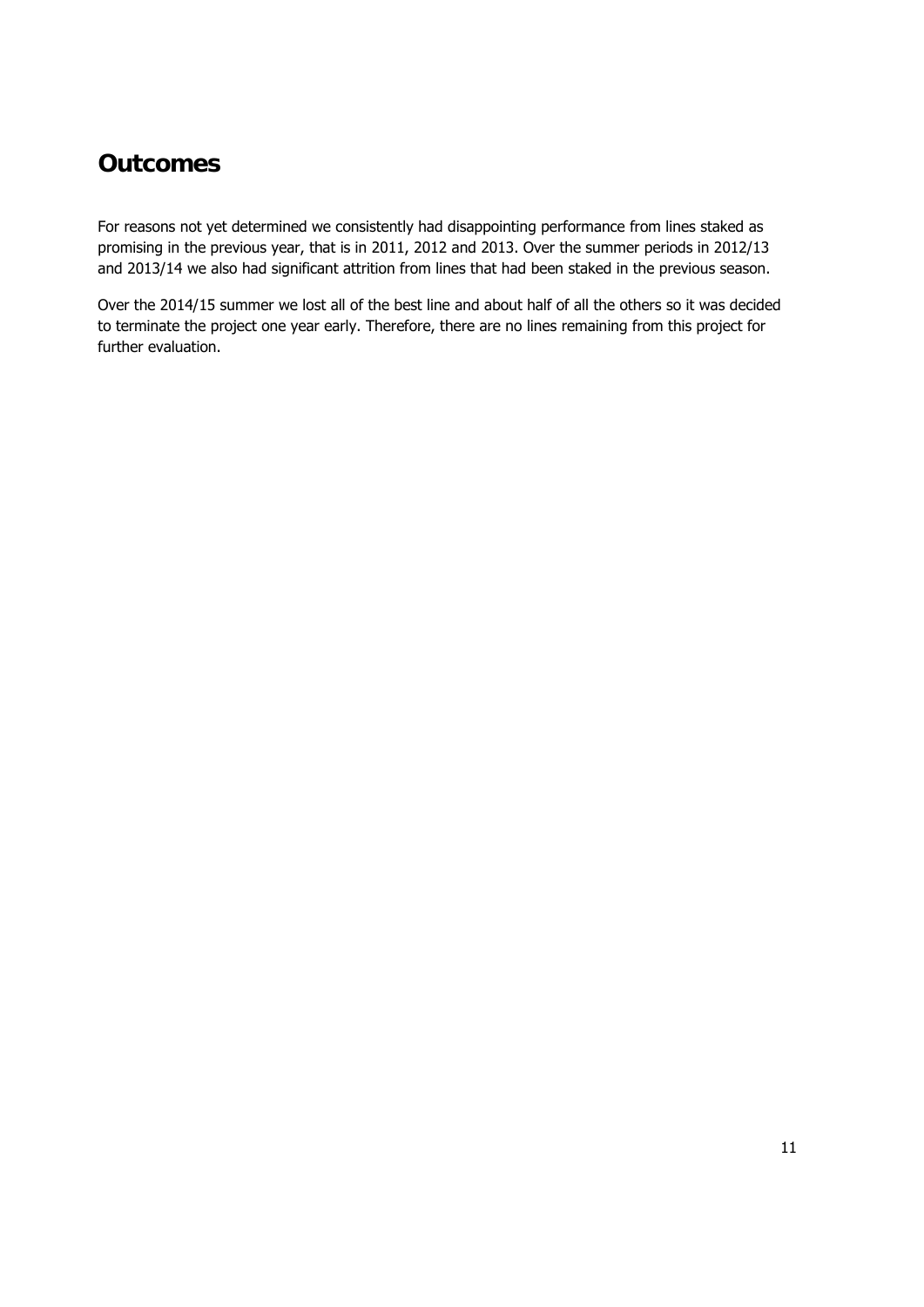## Outcomes

For reasons not yet determined we consistently had disappointing performance from lines staked as promising in the previous year, that is in 2011, 2012 and 2013. Over the summer periods in 2012/13 and 2013/14 we also had significant attrition from lines that had been staked in the previous season.

Over the 2014/15 summer we lost all of the best line and about half of all the others so it was decided to terminate the project one year early. Therefore, there are no lines remaining from this project for further evaluation.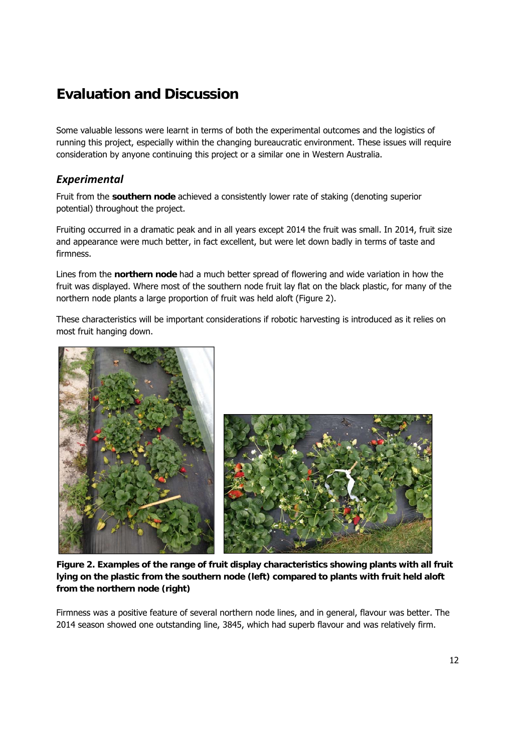# Evaluation and Discussion

Some valuable lessons were learnt in terms of both the experimental outcomes and the logistics of running this project, especially within the changing bureaucratic environment. These issues will require consideration by anyone continuing this project or a similar one in Western Australia.

## *Experimental*

Fruit from the **southern node** achieved a consistently lower rate of staking (denoting superior potential) throughout the project.

Fruiting occurred in a dramatic peak and in all years except 2014 the fruit was small. In 2014, fruit size and appearance were much better, in fact excellent, but were let down badly in terms of taste and firmness.

Lines from the **northern node** had a much better spread of flowering and wide variation in how the fruit was displayed. Where most of the southern node fruit lay flat on the black plastic, for many of the northern node plants a large proportion of fruit was held aloft (Figure 2).

These characteristics will be important considerations if robotic harvesting is introduced as it relies on most fruit hanging down.

**Figure 2. Examples of the range of fruit display characteristics showing plants with all fruit lying on the plastic from the southern node (left) compared to plants with fruit held aloft from the northern node (right)**

Firmness was a positive feature of several northern node lines, and in general, flavour was better. The 2014 season showed one outstanding line, 3845, which had superb flavour and was relatively firm.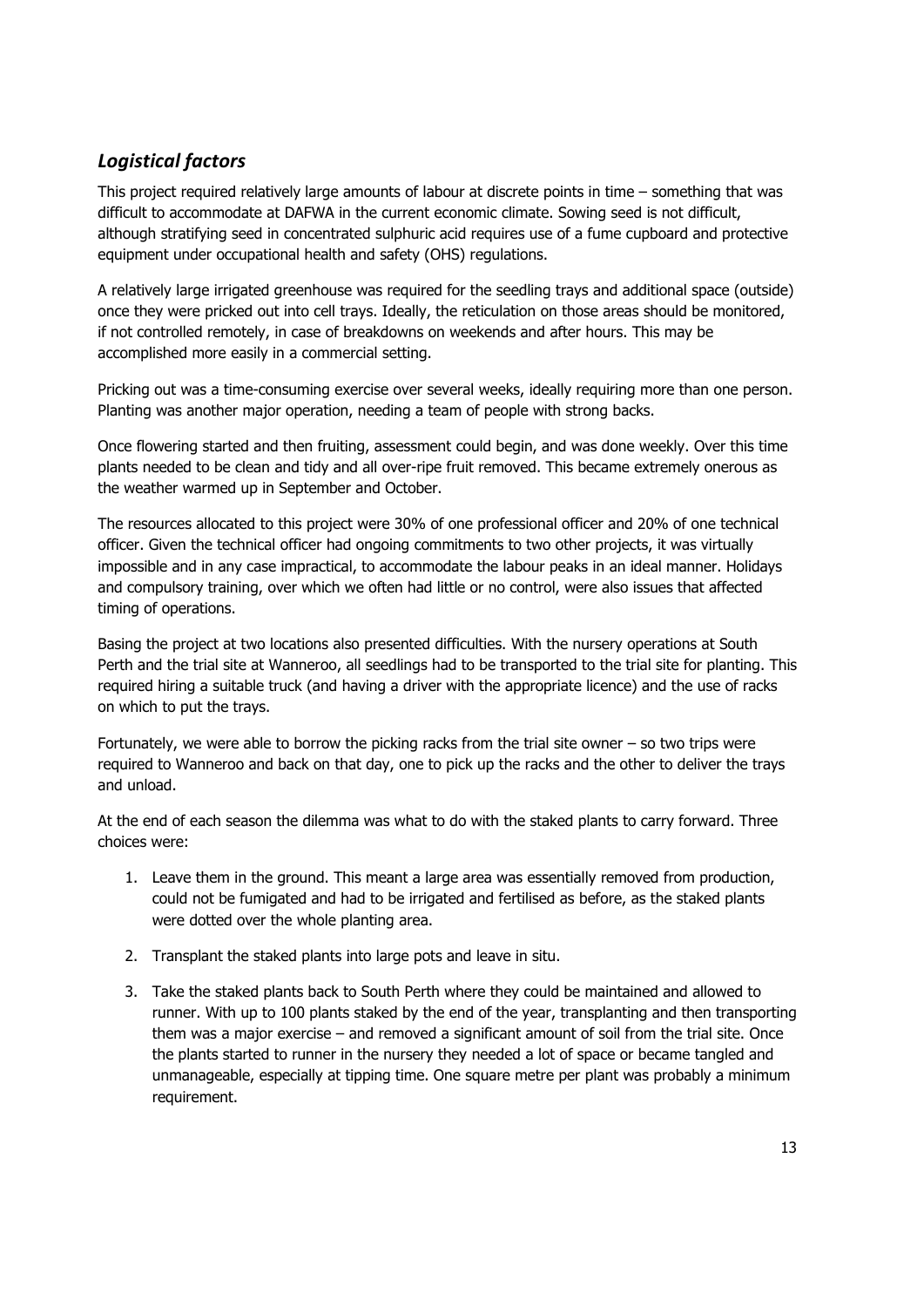## *Logistical factors*

This project required relatively large amounts of labour at discrete points in time – something that was difficult to accommodate at DAFWA in the current economic climate. Sowing seed is not difficult, although stratifying seed in concentrated sulphuric acid requires use of a fume cupboard and protective equipment under occupational health and safety (OHS) regulations.

A relatively large irrigated greenhouse was required for the seedling trays and additional space (outside) once they were pricked out into cell trays. Ideally, the reticulation on those areas should be monitored, if not controlled remotely, in case of breakdowns on weekends and after hours. This may be accomplished more easily in a commercial setting.

Pricking out was a time-consuming exercise over several weeks, ideally requiring more than one person. Planting was another major operation, needing a team of people with strong backs.

Once flowering started and then fruiting, assessment could begin, and was done weekly. Over this time plants needed to be clean and tidy and all over-ripe fruit removed. This became extremely onerous as the weather warmed up in September and October.

The resources allocated to this project were 30% of one professional officer and 20% of one technical officer. Given the technical officer had ongoing commitments to two other projects, it was virtually impossible and in any case impractical, to accommodate the labour peaks in an ideal manner. Holidays and compulsory training, over which we often had little or no control, were also issues that affected timing of operations.

Basing the project at two locations also presented difficulties. With the nursery operations at South Perth and the trial site at Wanneroo, all seedlings had to be transported to the trial site for planting. This required hiring a suitable truck (and having a driver with the appropriate licence) and the use of racks on which to put the trays.

Fortunately, we were able to borrow the picking racks from the trial site owner – so two trips were required to Wanneroo and back on that day, one to pick up the racks and the other to deliver the trays and unload.

At the end of each season the dilemma was what to do with the staked plants to carry forward. Three choices were:

1. Leave them in the ground. This meant a large area was essentially removed from production, could not be fumigated and had to be irrigated and fertilised as before, as the staked plants were dotted over the whole planting area.
2. Transplant the staked plants into large pots and leave in situ.
3. Take the staked plants back to South Perth where they could be maintained and allowed to runner. With up to 100 plants staked by the end of the year, transplanting and then transporting them was a major exercise – and removed a significant amount of soil from the trial site. Once the plants started to runner in the nursery they needed a lot of space or became tangled and unmanageable, especially at tipping time. One square metre per plant was probably a minimum requirement.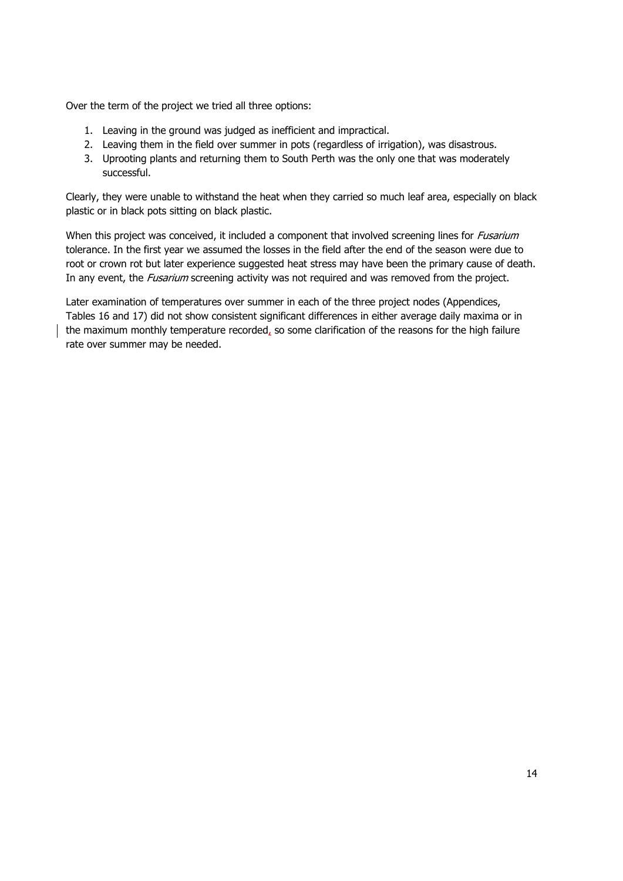Over the term of the project we tried all three options:

1. Leaving in the ground was judged as inefficient and impractical.
2. Leaving them in the field over summer in pots (regardless of irrigation), was disastrous.
3. Uprooting plants and returning them to South Perth was the only one that was moderately successful.

Clearly, they were unable to withstand the heat when they carried so much leaf area, especially on black plastic or in black pots sitting on black plastic.

When this project was conceived, it included a component that involved screening lines for *Fusarium* tolerance. In the first year we assumed the losses in the field after the end of the season were due to root or crown rot but later experience suggested heat stress may have been the primary cause of death. In any event, the *Fusarium* screening activity was not required and was removed from the project.

Later examination of temperatures over summer in each of the three project nodes (Appendices, Tables 16 and 17) did not show consistent significant differences in either average daily maxima or in the maximum monthly temperature recorded, so some clarification of the reasons for the high failure rate over summer may be needed.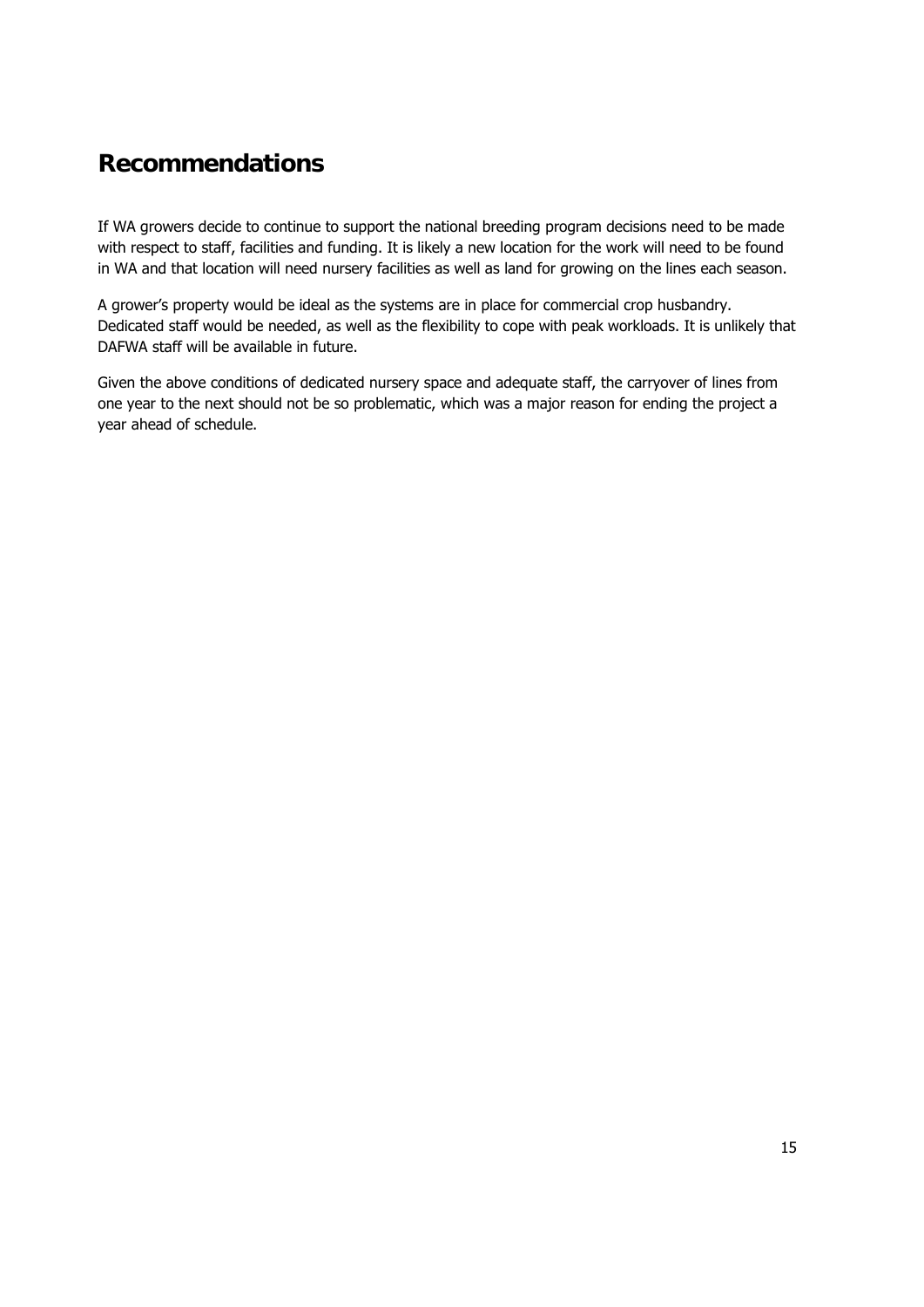## Recommendations

If WA growers decide to continue to support the national breeding program decisions need to be made with respect to staff, facilities and funding. It is likely a new location for the work will need to be found in WA and that location will need nursery facilities as well as land for growing on the lines each season.

A grower's property would be ideal as the systems are in place for commercial crop husbandry. Dedicated staff would be needed, as well as the flexibility to cope with peak workloads. It is unlikely that DAFWA staff will be available in future.

Given the above conditions of dedicated nursery space and adequate staff, the carryover of lines from one year to the next should not be so problematic, which was a major reason for ending the project a year ahead of schedule.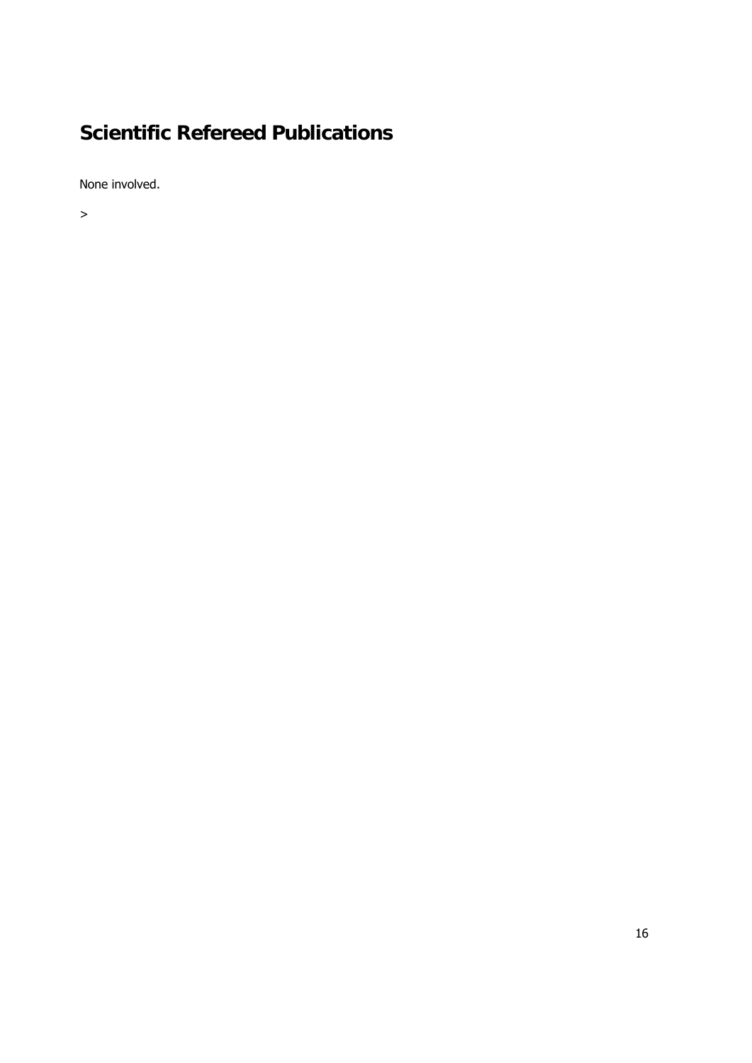# Scientific Refereed Publications

None involved.

>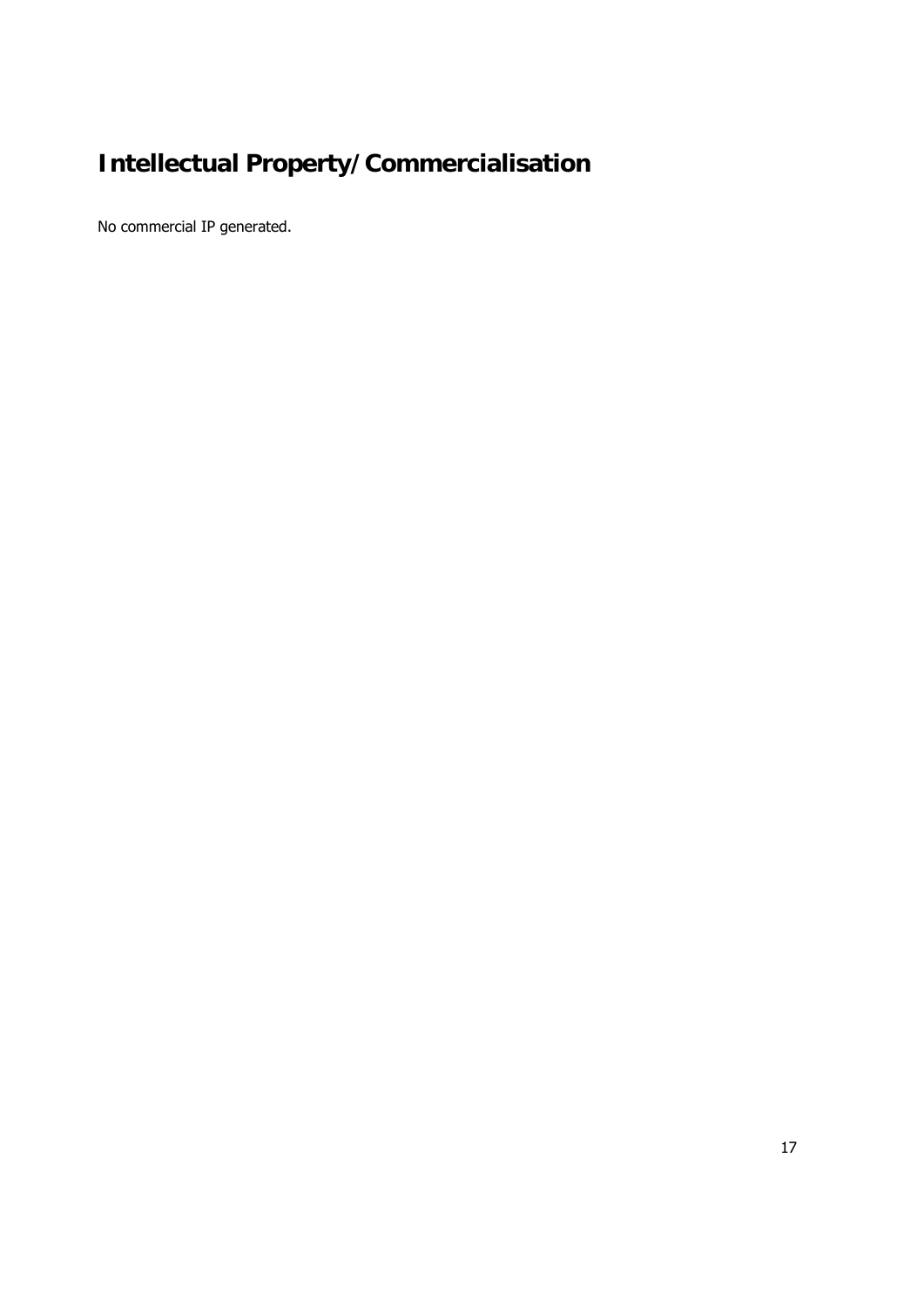# Intellectual Property/Commercialisation

No commercial IP generated.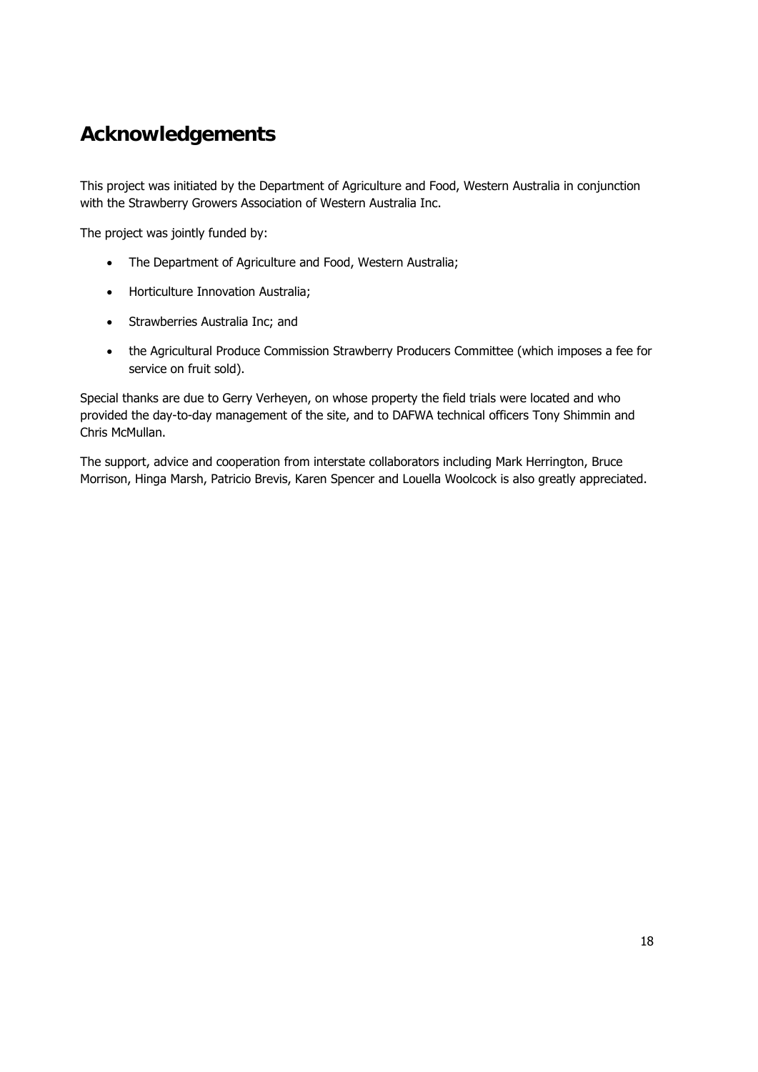# Acknowledgements

This project was initiated by the Department of Agriculture and Food, Western Australia in conjunction with the Strawberry Growers Association of Western Australia Inc.

The project was jointly funded by:

- The Department of Agriculture and Food, Western Australia;
- Horticulture Innovation Australia;
- Strawberries Australia Inc; and
- the Agricultural Produce Commission Strawberry Producers Committee (which imposes a fee for service on fruit sold).

Special thanks are due to Gerry Verheyen, on whose property the field trials were located and who provided the day-to-day management of the site, and to DAFWA technical officers Tony Shimmin and Chris McMullan.

The support, advice and cooperation from interstate collaborators including Mark Herrington, Bruce Morrison, Hinga Marsh, Patricio Brevis, Karen Spencer and Louella Woolcock is also greatly appreciated.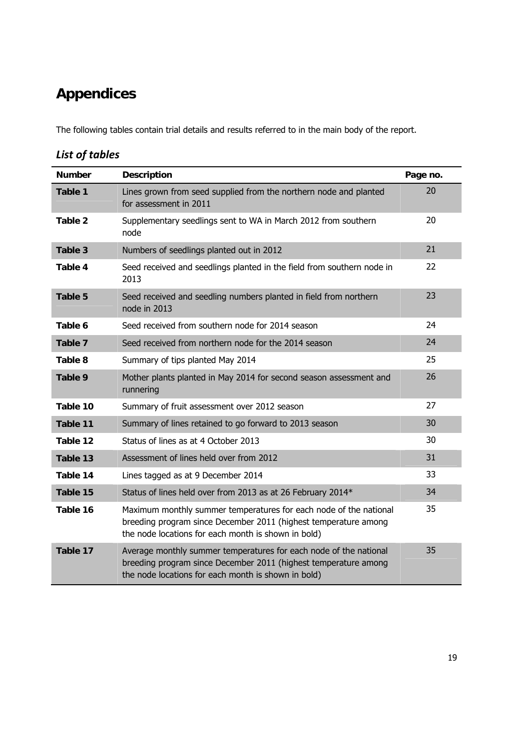# Appendices

The following tables contain trial details and results referred to in the main body of the report.

## *List of tables*

| Number | Description | Page no. |
|---|---|---|
| **Table 1** | Lines grown from seed supplied from the northern node and planted for assessment in 2011 | 20 |
| **Table 2** | Supplementary seedlings sent to WA in March 2012 from southern node | 20 |
| **Table 3** | Numbers of seedlings planted out in 2012 | 21 |
| **Table 4** | Seed received and seedlings planted in the field from southern node in 2013 | 22 |
| **Table 5** | Seed received and seedling numbers planted in field from northern node in 2013 | 23 |
| **Table 6** | Seed received from southern node for 2014 season | 24 |
| **Table 7** | Seed received from northern node for the 2014 season | 24 |
| **Table 8** | Summary of tips planted May 2014 | 25 |
| **Table 9** | Mother plants planted in May 2014 for second season assessment and runnering | 26 |
| **Table 10** | Summary of fruit assessment over 2012 season | 27 |
| **Table 11** | Summary of lines retained to go forward to 2013 season | 30 |
| **Table 12** | Status of lines as at 4 October 2013 | 30 |
| **Table 13** | Assessment of lines held over from 2012 | 31 |
| **Table 14** | Lines tagged as at 9 December 2014 | 33 |
| **Table 15** | Status of lines held over from 2013 as at 26 February 2014* | 34 |
| **Table 16** | Maximum monthly summer temperatures for each node of the national breeding program since December 2011 (highest temperature among the node locations for each month is shown in bold) | 35 |
| **Table 17** | Average monthly summer temperatures for each node of the national breeding program since December 2011 (highest temperature among the node locations for each month is shown in bold) | 35 |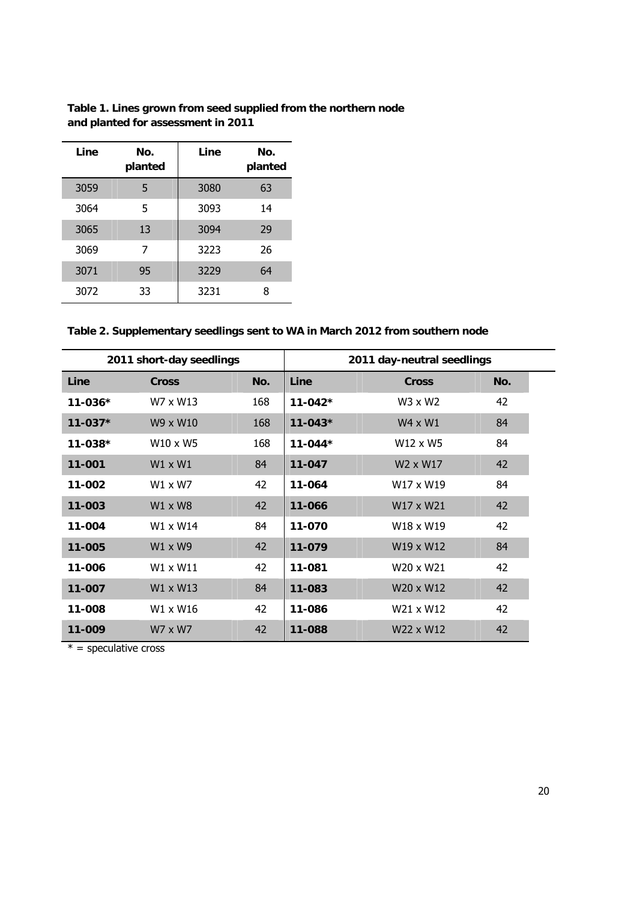**Table 1. Lines grown from seed supplied from the northern node and planted for assessment in 2011**

| Line | No. planted | Line | No. planted |
|---|---|---|---|
| 3059 | 5 | 3080 | 63 |
| 3064 | 5 | 3093 | 14 |
| 3065 | 13 | 3094 | 29 |
| 3069 | 7 | 3223 | 26 |
| 3071 | 95 | 3229 | 64 |
| 3072 | 33 | 3231 | 8 |

**Table 2. Supplementary seedlings sent to WA in March 2012 from southern node**

| 2011 short-day seedlings | | | 2011 day-neutral seedlings | | |
|---|---|---|---|---|---|
| **Line** | **Cross** | **No.** | **Line** | **Cross** | **No.** |
| **11-036*** | W7 x W13 | 168 | **11-042*** | W3 x W2 | 42 |
| **11-037*** | W9 x W10 | 168 | **11-043*** | W4 x W1 | 84 |
| **11-038*** | W10 x W5 | 168 | **11-044*** | W12 x W5 | 84 |
| **11-001** | W1 x W1 | 84 | **11-047** | W2 x W17 | 42 |
| **11-002** | W1 x W7 | 42 | **11-064** | W17 x W19 | 84 |
| **11-003** | W1 x W8 | 42 | **11-066** | W17 x W21 | 42 |
| **11-004** | W1 x W14 | 84 | **11-070** | W18 x W19 | 42 |
| **11-005** | W1 x W9 | 42 | **11-079** | W19 x W12 | 84 |
| **11-006** | W1 x W11 | 42 | **11-081** | W20 x W21 | 42 |
| **11-007** | W1 x W13 | 84 | **11-083** | W20 x W12 | 42 |
| **11-008** | W1 x W16 | 42 | **11-086** | W21 x W12 | 42 |
| **11-009** | W7 x W7 | 42 | **11-088** | W22 x W12 | 42 |

* = speculative cross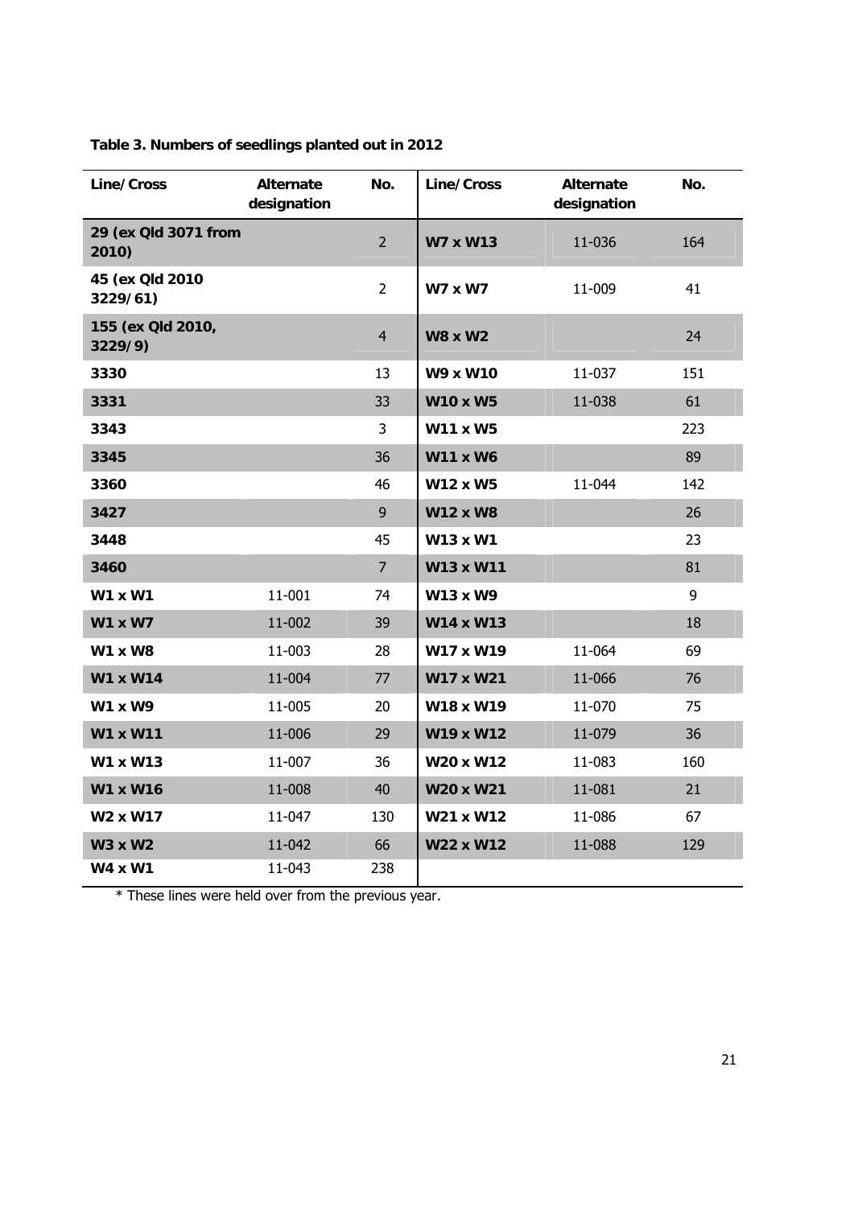**Table 3. Numbers of seedlings planted out in 2012**

| Line/Cross | Alternate designation | No. | Line/Cross | Alternate designation | No. |
|---|---|---|---|---|---|
| **29 (ex Qld 3071 from 2010)** | | 2 | **W7 x W13** | 11-036 | 164 |
| **45 (ex Qld 2010 3229/61)** | | 2 | **W7 x W7** | 11-009 | 41 |
| **155 (ex Qld 2010, 3229/9)** | | 4 | **W8 x W2** | | 24 |
| **3330** | | 13 | **W9 x W10** | 11-037 | 151 |
| **3331** | | 33 | **W10 x W5** | 11-038 | 61 |
| **3343** | | 3 | **W11 x W5** | | 223 |
| **3345** | | 36 | **W11 x W6** | | 89 |
| **3360** | | 46 | **W12 x W5** | 11-044 | 142 |
| **3427** | | 9 | **W12 x W8** | | 26 |
| **3448** | | 45 | **W13 x W1** | | 23 |
| **3460** | | 7 | **W13 x W11** | | 81 |
| **W1 x W1** | 11-001 | 74 | **W13 x W9** | | 9 |
| **W1 x W7** | 11-002 | 39 | **W14 x W13** | | 18 |
| **W1 x W8** | 11-003 | 28 | **W17 x W19** | 11-064 | 69 |
| **W1 x W14** | 11-004 | 77 | **W17 x W21** | 11-066 | 76 |
| **W1 x W9** | 11-005 | 20 | **W18 x W19** | 11-070 | 75 |
| **W1 x W11** | 11-006 | 29 | **W19 x W12** | 11-079 | 36 |
| **W1 x W13** | 11-007 | 36 | **W20 x W12** | 11-083 | 160 |
| **W1 x W16** | 11-008 | 40 | **W20 x W21** | 11-081 | 21 |
| **W2 x W17** | 11-047 | 130 | **W21 x W12** | 11-086 | 67 |
| **W3 x W2** | 11-042 | 66 | **W22 x W12** | 11-088 | 129 |
| **W4 x W1** | 11-043 | 238 | | | |

\* These lines were held over from the previous year.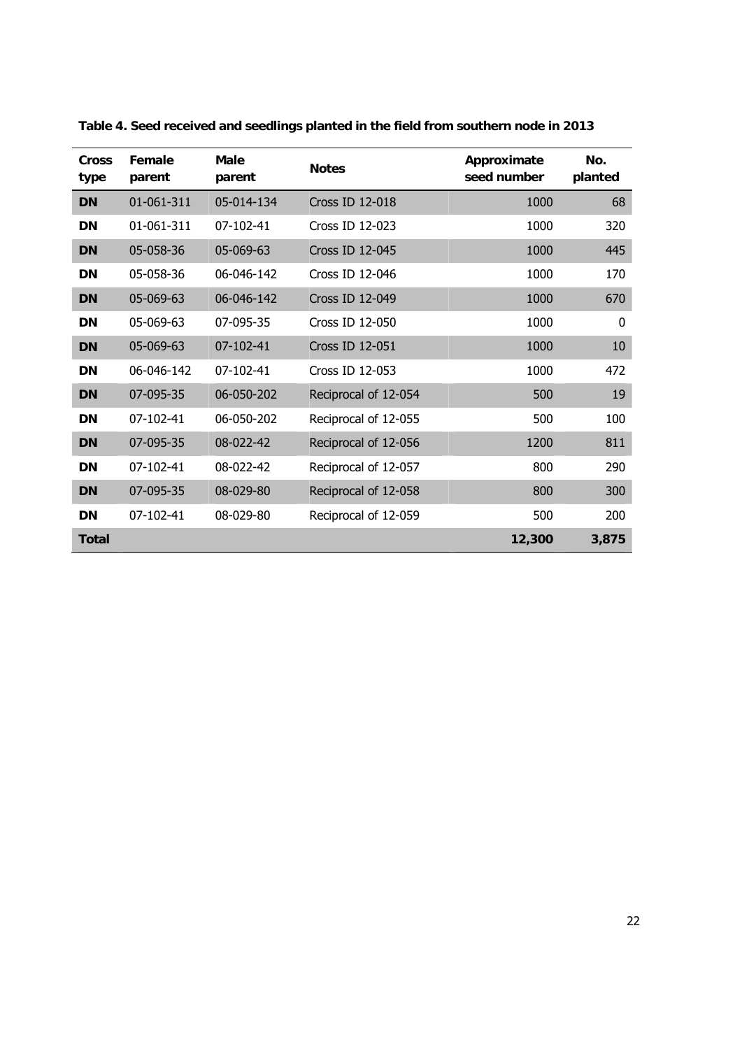**Table 4. Seed received and seedlings planted in the field from southern node in 2013**

| Cross type | Female parent | Male parent | Notes | Approximate seed number | No. planted |
|---|---|---|---|---|---|
| **DN** | 01-061-311 | 05-014-134 | Cross ID 12-018 | 1000 | 68 |
| **DN** | 01-061-311 | 07-102-41 | Cross ID 12-023 | 1000 | 320 |
| **DN** | 05-058-36 | 05-069-63 | Cross ID 12-045 | 1000 | 445 |
| **DN** | 05-058-36 | 06-046-142 | Cross ID 12-046 | 1000 | 170 |
| **DN** | 05-069-63 | 06-046-142 | Cross ID 12-049 | 1000 | 670 |
| **DN** | 05-069-63 | 07-095-35 | Cross ID 12-050 | 1000 | 0 |
| **DN** | 05-069-63 | 07-102-41 | Cross ID 12-051 | 1000 | 10 |
| **DN** | 06-046-142 | 07-102-41 | Cross ID 12-053 | 1000 | 472 |
| **DN** | 07-095-35 | 06-050-202 | Reciprocal of 12-054 | 500 | 19 |
| **DN** | 07-102-41 | 06-050-202 | Reciprocal of 12-055 | 500 | 100 |
| **DN** | 07-095-35 | 08-022-42 | Reciprocal of 12-056 | 1200 | 811 |
| **DN** | 07-102-41 | 08-022-42 | Reciprocal of 12-057 | 800 | 290 |
| **DN** | 07-095-35 | 08-029-80 | Reciprocal of 12-058 | 800 | 300 |
| **DN** | 07-102-41 | 08-029-80 | Reciprocal of 12-059 | 500 | 200 |
| **Total** | | | | **12,300** | **3,875** |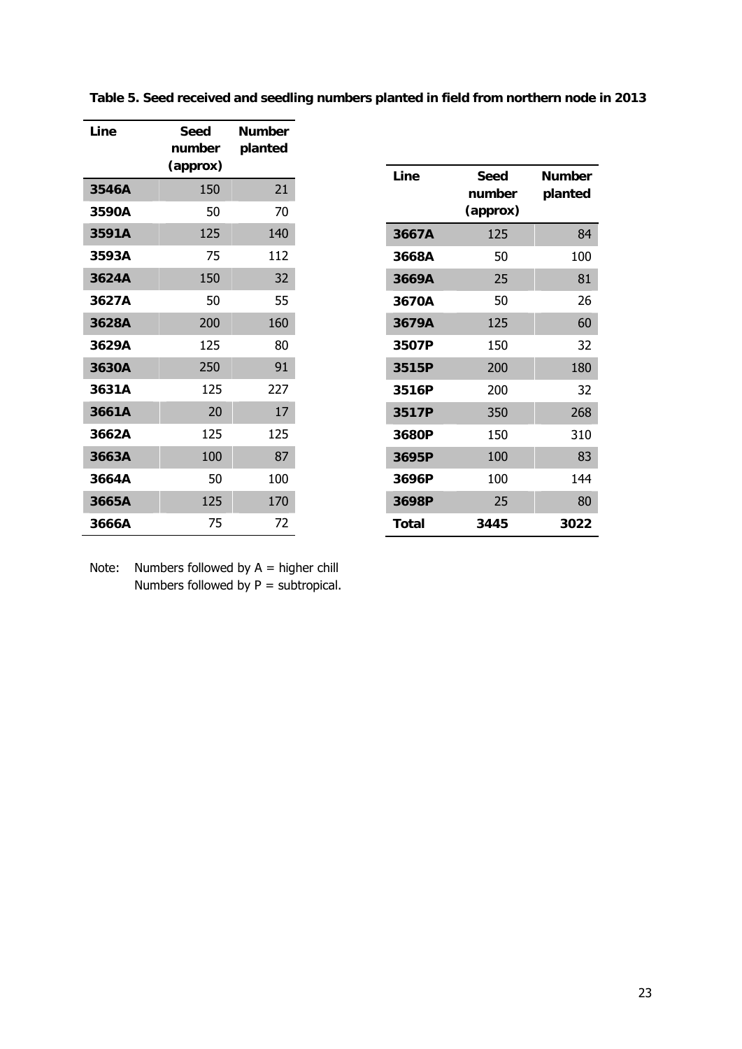**Table 5. Seed received and seedling numbers planted in field from northern node in 2013**

| Line | Seed number (approx) | Number planted |
|---|---|---|
| 3546A | 150 | 21 |
| 3590A | 50 | 70 |
| 3591A | 125 | 140 |
| 3593A | 75 | 112 |
| 3624A | 150 | 32 |
| 3627A | 50 | 55 |
| 3628A | 200 | 160 |
| 3629A | 125 | 80 |
| 3630A | 250 | 91 |
| 3631A | 125 | 227 |
| 3661A | 20 | 17 |
| 3662A | 125 | 125 |
| 3663A | 100 | 87 |
| 3664A | 50 | 100 |
| 3665A | 125 | 170 |
| 3666A | 75 | 72 |
| 3667A | 125 | 84 |
| 3668A | 50 | 100 |
| 3669A | 25 | 81 |
| 3670A | 50 | 26 |
| 3679A | 125 | 60 |
| 3507P | 150 | 32 |
| 3515P | 200 | 180 |
| 3516P | 200 | 32 |
| 3517P | 350 | 268 |
| 3680P | 150 | 310 |
| 3695P | 100 | 83 |
| 3696P | 100 | 144 |
| 3698P | 25 | 80 |
| **Total** | **3445** | **3022** |

Note: Numbers followed by A = higher chill
Numbers followed by P = subtropical.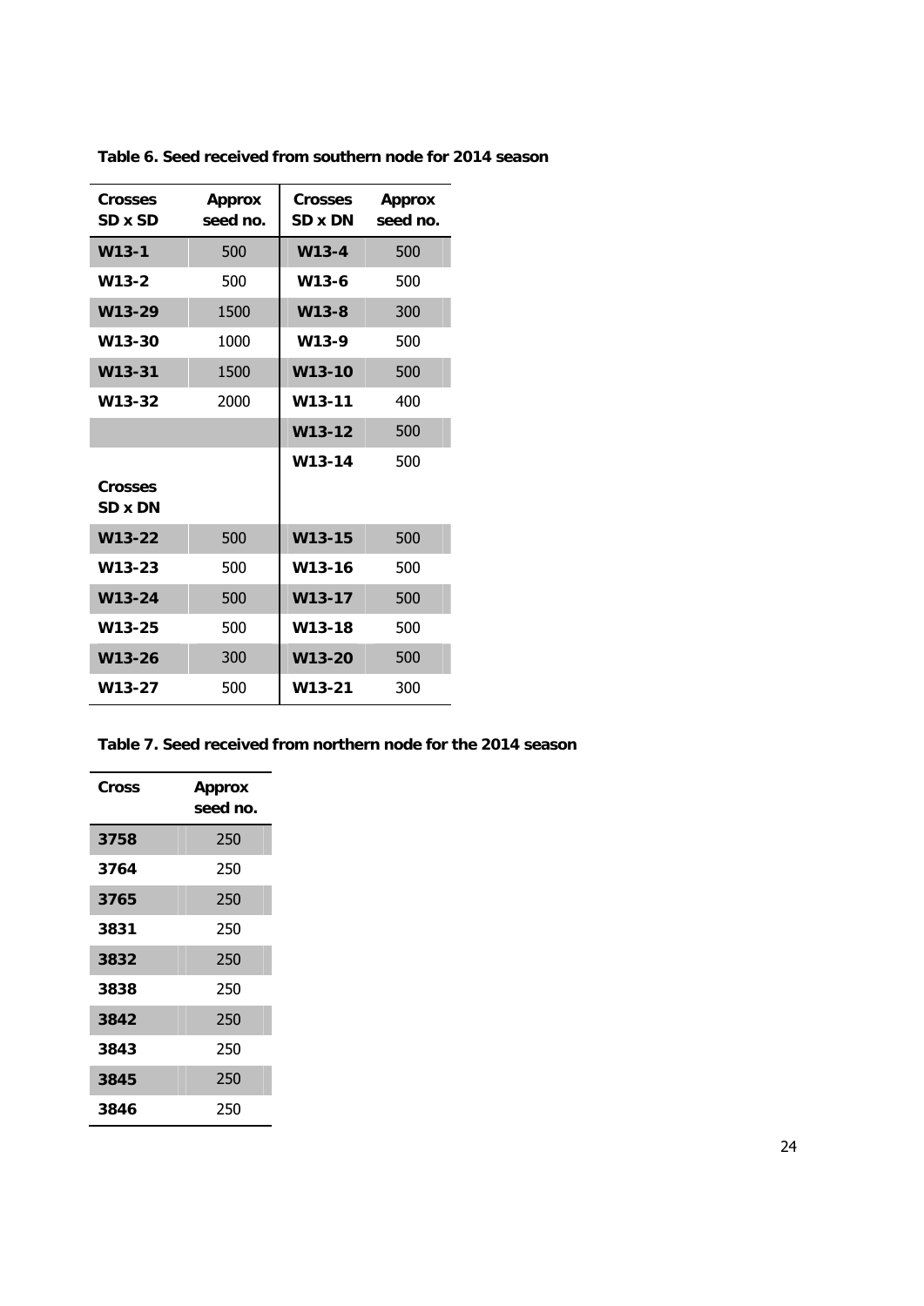**Table 6. Seed received from southern node for 2014 season**

| Crosses SD x SD | Approx seed no. | Crosses SD x DN | Approx seed no. |
|---|---|---|---|
| W13-1 | 500 | W13-4 | 500 |
| W13-2 | 500 | W13-6 | 500 |
| W13-29 | 1500 | W13-8 | 300 |
| W13-30 | 1000 | W13-9 | 500 |
| W13-31 | 1500 | W13-10 | 500 |
| W13-32 | 2000 | W13-11 | 400 |
| | | W13-12 | 500 |
| | | W13-14 | 500 |
| **Crosses SD x DN** | | | |
| W13-22 | 500 | W13-15 | 500 |
| W13-23 | 500 | W13-16 | 500 |
| W13-24 | 500 | W13-17 | 500 |
| W13-25 | 500 | W13-18 | 500 |
| W13-26 | 300 | W13-20 | 500 |
| W13-27 | 500 | W13-21 | 300 |

**Table 7. Seed received from northern node for the 2014 season**

| Cross | Approx seed no. |
|---|---|
| 3758 | 250 |
| 3764 | 250 |
| 3765 | 250 |
| 3831 | 250 |
| 3832 | 250 |
| 3838 | 250 |
| 3842 | 250 |
| 3843 | 250 |
| 3845 | 250 |
| 3846 | 250 |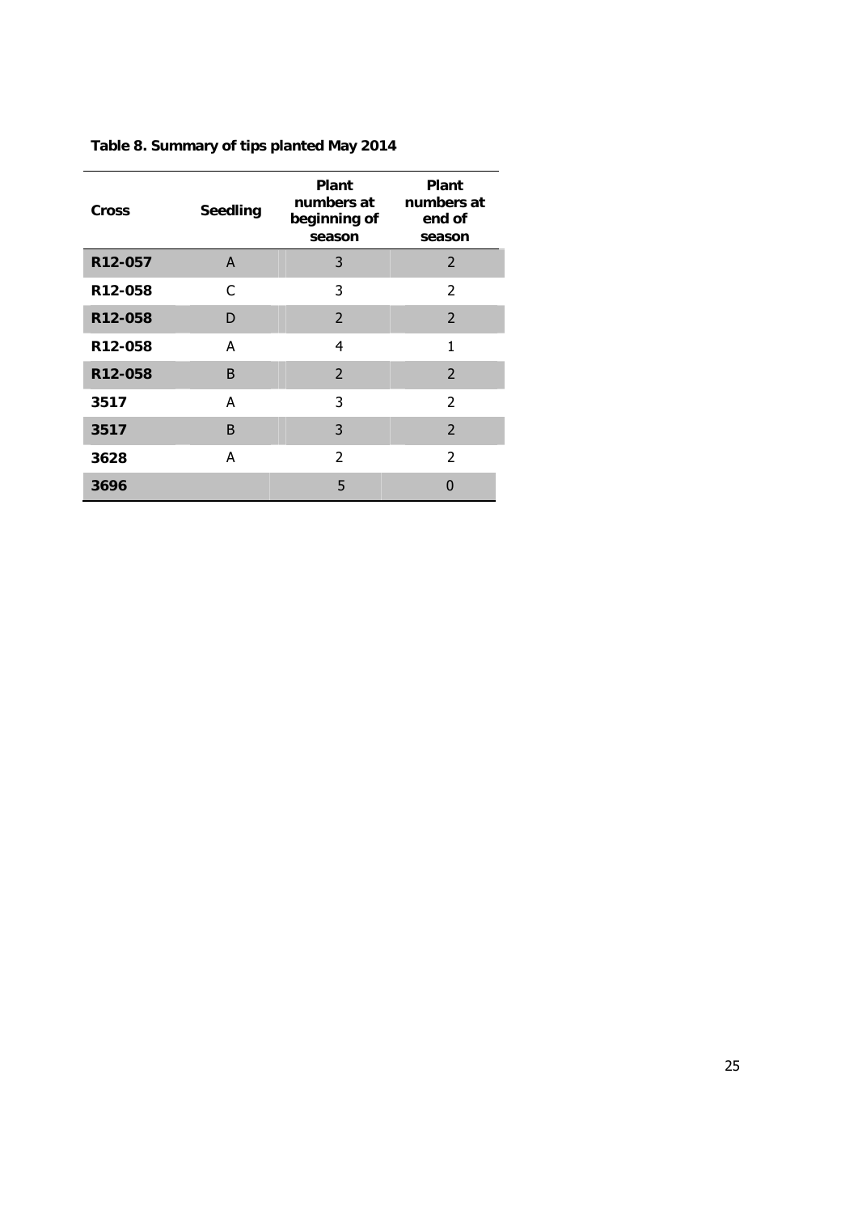**Table 8. Summary of tips planted May 2014**

| Cross | Seedling | Plant numbers at beginning of season | Plant numbers at end of season |
|---|---|---|---|
| R12-057 | A | 3 | 2 |
| R12-058 | C | 3 | 2 |
| R12-058 | D | 2 | 2 |
| R12-058 | A | 4 | 1 |
| R12-058 | B | 2 | 2 |
| 3517 | A | 3 | 2 |
| 3517 | B | 3 | 2 |
| 3628 | A | 2 | 2 |
| 3696 | | 5 | 0 |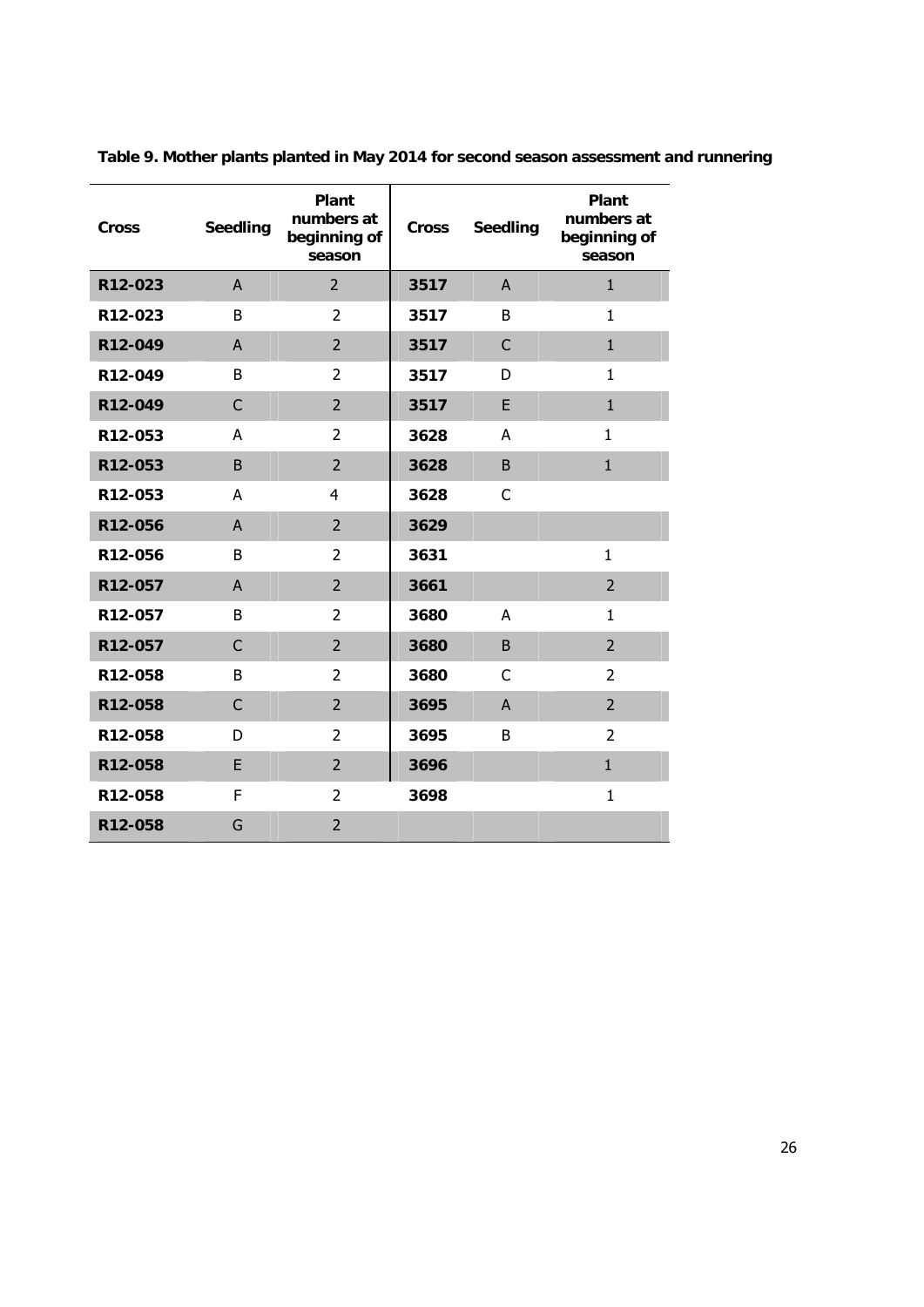**Table 9. Mother plants planted in May 2014 for second season assessment and runnering**

| Cross | Seedling | Plant numbers at beginning of season | Cross | Seedling | Plant numbers at beginning of season |
|---|---|---|---|---|---|
| R12-023 | A | 2 | 3517 | A | 1 |
| R12-023 | B | 2 | 3517 | B | 1 |
| R12-049 | A | 2 | 3517 | C | 1 |
| R12-049 | B | 2 | 3517 | D | 1 |
| R12-049 | C | 2 | 3517 | E | 1 |
| R12-053 | A | 2 | 3628 | A | 1 |
| R12-053 | B | 2 | 3628 | B | 1 |
| R12-053 | A | 4 | 3628 | C | |
| R12-056 | A | 2 | 3629 | | |
| R12-056 | B | 2 | 3631 | | 1 |
| R12-057 | A | 2 | 3661 | | 2 |
| R12-057 | B | 2 | 3680 | A | 1 |
| R12-057 | C | 2 | 3680 | B | 2 |
| R12-058 | B | 2 | 3680 | C | 2 |
| R12-058 | C | 2 | 3695 | A | 2 |
| R12-058 | D | 2 | 3695 | B | 2 |
| R12-058 | E | 2 | 3696 | | 1 |
| R12-058 | F | 2 | 3698 | | 1 |
| R12-058 | G | 2 | | | |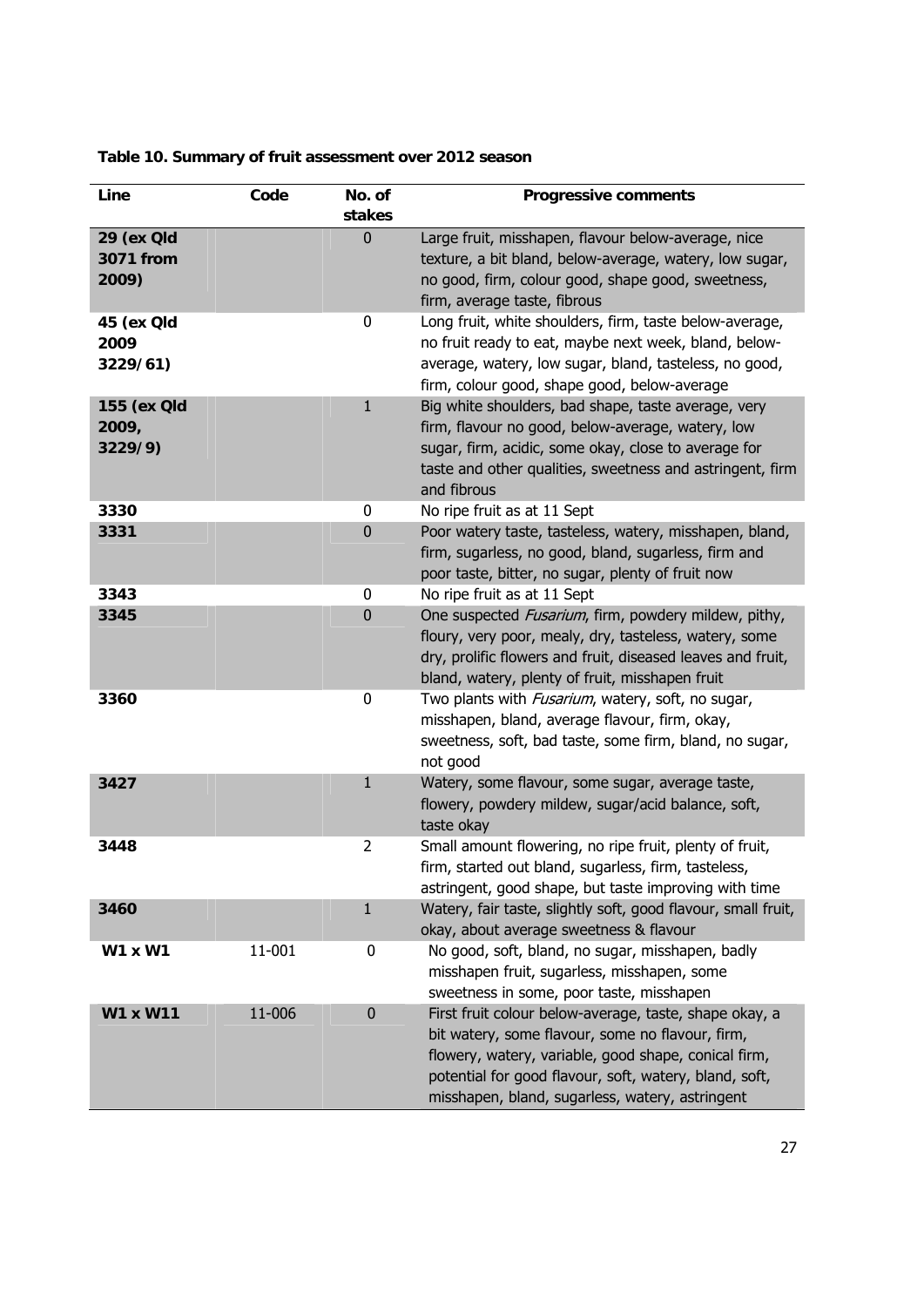**Table 10. Summary of fruit assessment over 2012 season**

| Line | Code | No. of stakes | Progressive comments |
|---|---|---|---|
| **29 (ex Qld 3071 from 2009)** | | 0 | Large fruit, misshapen, flavour below-average, nice texture, a bit bland, below-average, watery, low sugar, no good, firm, colour good, shape good, sweetness, firm, average taste, fibrous |
| **45 (ex Qld 2009 3229/61)** | | 0 | Long fruit, white shoulders, firm, taste below-average, no fruit ready to eat, maybe next week, bland, below-average, watery, low sugar, bland, tasteless, no good, firm, colour good, shape good, below-average |
| **155 (ex Qld 2009, 3229/9)** | | 1 | Big white shoulders, bad shape, taste average, very firm, flavour no good, below-average, watery, low sugar, firm, acidic, some okay, close to average for taste and other qualities, sweetness and astringent, firm and fibrous |
| **3330** | | 0 | No ripe fruit as at 11 Sept |
| **3331** | | 0 | Poor watery taste, tasteless, watery, misshapen, bland, firm, sugarless, no good, bland, sugarless, firm and poor taste, bitter, no sugar, plenty of fruit now |
| **3343** | | 0 | No ripe fruit as at 11 Sept |
| **3345** | | 0 | One suspected *Fusarium*, firm, powdery mildew, pithy, floury, very poor, mealy, dry, tasteless, watery, some dry, prolific flowers and fruit, diseased leaves and fruit, bland, watery, plenty of fruit, misshapen fruit |
| **3360** | | 0 | Two plants with *Fusarium*, watery, soft, no sugar, misshapen, bland, average flavour, firm, okay, sweetness, soft, bad taste, some firm, bland, no sugar, not good |
| **3427** | | 1 | Watery, some flavour, some sugar, average taste, flowery, powdery mildew, sugar/acid balance, soft, taste okay |
| **3448** | | 2 | Small amount flowering, no ripe fruit, plenty of fruit, firm, started out bland, sugarless, firm, tasteless, astringent, good shape, but taste improving with time |
| **3460** | | 1 | Watery, fair taste, slightly soft, good flavour, small fruit, okay, about average sweetness & flavour |
| **W1 x W1** | 11-001 | 0 | No good, soft, bland, no sugar, misshapen, badly misshapen fruit, sugarless, misshapen, some sweetness in some, poor taste, misshapen |
| **W1 x W11** | 11-006 | 0 | First fruit colour below-average, taste, shape okay, a bit watery, some flavour, some no flavour, firm, flowery, watery, variable, good shape, conical firm, potential for good flavour, soft, watery, bland, soft, misshapen, bland, sugarless, watery, astringent |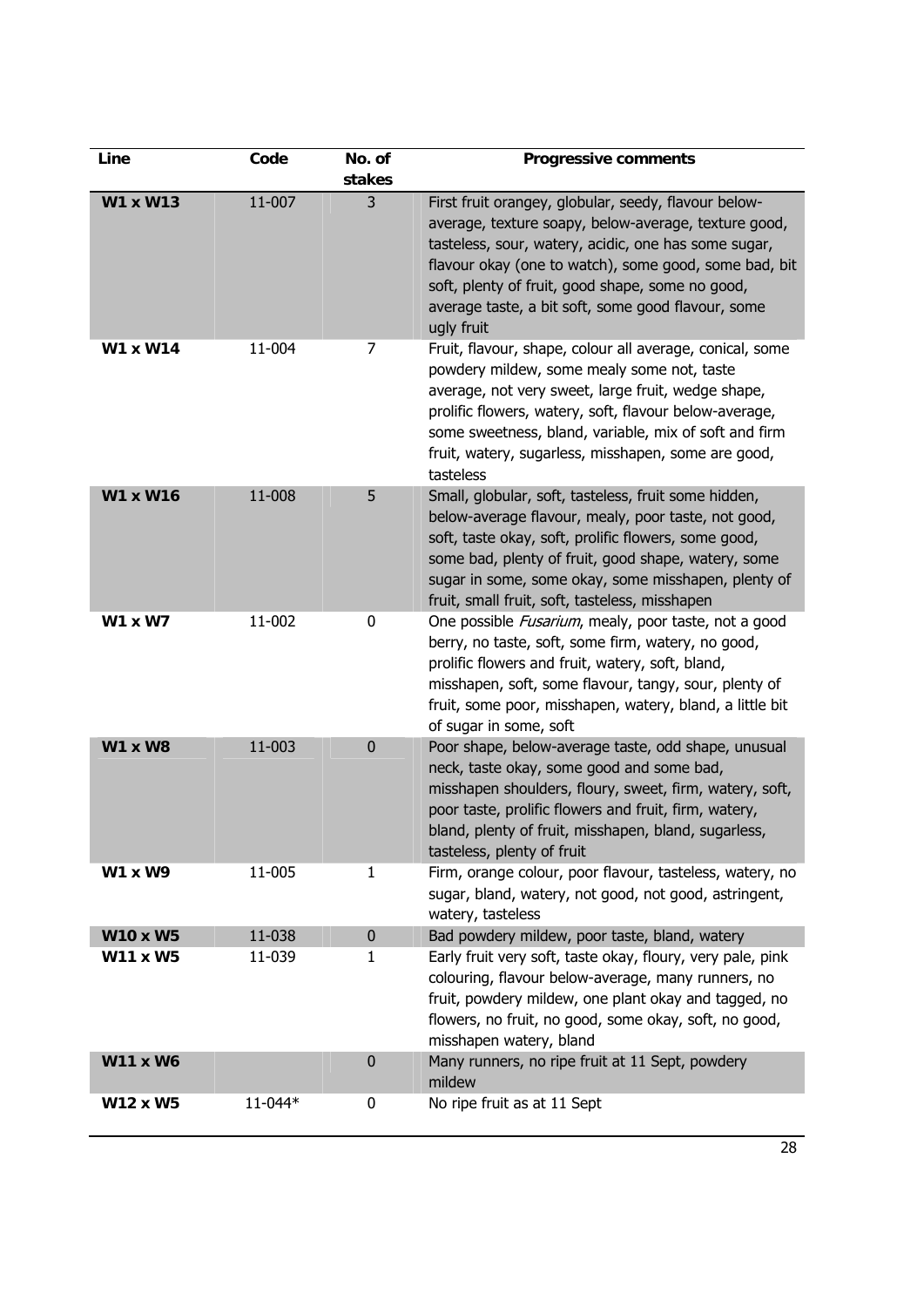| Line | Code | No. of stakes | Progressive comments |
|---|---|---|---|
| **W1 x W13** | 11-007 | 3 | First fruit orangey, globular, seedy, flavour below-average, texture soapy, below-average, texture good, tasteless, sour, watery, acidic, one has some sugar, flavour okay (one to watch), some good, some bad, bit soft, plenty of fruit, good shape, some no good, average taste, a bit soft, some good flavour, some ugly fruit |
| **W1 x W14** | 11-004 | 7 | Fruit, flavour, shape, colour all average, conical, some powdery mildew, some mealy some not, taste average, not very sweet, large fruit, wedge shape, prolific flowers, watery, soft, flavour below-average, some sweetness, bland, variable, mix of soft and firm fruit, watery, sugarless, misshapen, some are good, tasteless |
| **W1 x W16** | 11-008 | 5 | Small, globular, soft, tasteless, fruit some hidden, below-average flavour, mealy, poor taste, not good, soft, taste okay, soft, prolific flowers, some good, some bad, plenty of fruit, good shape, watery, some sugar in some, some okay, some misshapen, plenty of fruit, small fruit, soft, tasteless, misshapen |
| **W1 x W7** | 11-002 | 0 | One possible *Fusarium*, mealy, poor taste, not a good berry, no taste, soft, some firm, watery, no good, prolific flowers and fruit, watery, soft, bland, misshapen, soft, some flavour, tangy, sour, plenty of fruit, some poor, misshapen, watery, bland, a little bit of sugar in some, soft |
| **W1 x W8** | 11-003 | 0 | Poor shape, below-average taste, odd shape, unusual neck, taste okay, some good and some bad, misshapen shoulders, floury, sweet, firm, watery, soft, poor taste, prolific flowers and fruit, firm, watery, bland, plenty of fruit, misshapen, bland, sugarless, tasteless, plenty of fruit |
| **W1 x W9** | 11-005 | 1 | Firm, orange colour, poor flavour, tasteless, watery, no sugar, bland, watery, not good, not good, astringent, watery, tasteless |
| **W10 x W5** | 11-038 | 0 | Bad powdery mildew, poor taste, bland, watery |
| **W11 x W5** | 11-039 | 1 | Early fruit very soft, taste okay, floury, very pale, pink colouring, flavour below-average, many runners, no fruit, powdery mildew, one plant okay and tagged, no flowers, no fruit, no good, some okay, soft, no good, misshapen watery, bland |
| **W11 x W6** | | 0 | Many runners, no ripe fruit at 11 Sept, powdery mildew |
| **W12 x W5** | 11-044* | 0 | No ripe fruit as at 11 Sept |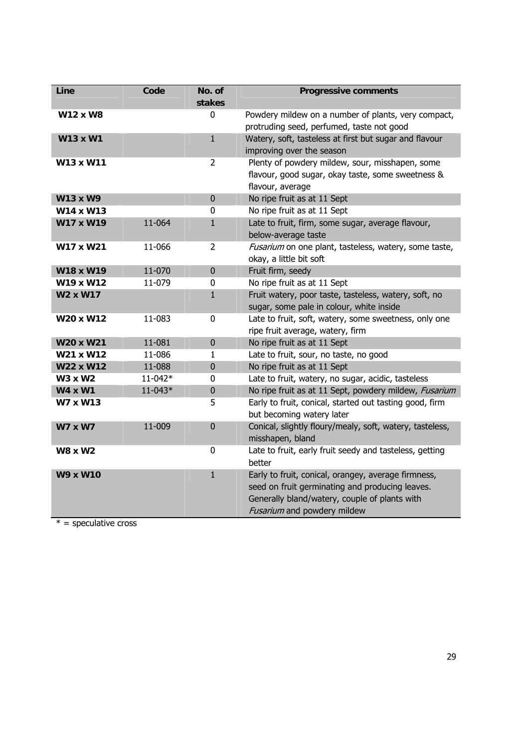| Line | Code | No. of stakes | Progressive comments |
|---|---|---|---|
| **W12 x W8** | | 0 | Powdery mildew on a number of plants, very compact, protruding seed, perfumed, taste not good |
| **W13 x W1** | | 1 | Watery, soft, tasteless at first but sugar and flavour improving over the season |
| **W13 x W11** | | 2 | Plenty of powdery mildew, sour, misshapen, some flavour, good sugar, okay taste, some sweetness & flavour, average |
| **W13 x W9** | | 0 | No ripe fruit as at 11 Sept |
| **W14 x W13** | | 0 | No ripe fruit as at 11 Sept |
| **W17 x W19** | 11-064 | 1 | Late to fruit, firm, some sugar, average flavour, below-average taste |
| **W17 x W21** | 11-066 | 2 | *Fusarium* on one plant, tasteless, watery, some taste, okay, a little bit soft |
| **W18 x W19** | 11-070 | 0 | Fruit firm, seedy |
| **W19 x W12** | 11-079 | 0 | No ripe fruit as at 11 Sept |
| **W2 x W17** | | 1 | Fruit watery, poor taste, tasteless, watery, soft, no sugar, some pale in colour, white inside |
| **W20 x W12** | 11-083 | 0 | Late to fruit, soft, watery, some sweetness, only one ripe fruit average, watery, firm |
| **W20 x W21** | 11-081 | 0 | No ripe fruit as at 11 Sept |
| **W21 x W12** | 11-086 | 1 | Late to fruit, sour, no taste, no good |
| **W22 x W12** | 11-088 | 0 | No ripe fruit as at 11 Sept |
| **W3 x W2** | 11-042* | 0 | Late to fruit, watery, no sugar, acidic, tasteless |
| **W4 x W1** | 11-043* | 0 | No ripe fruit as at 11 Sept, powdery mildew, *Fusarium* |
| **W7 x W13** | | 5 | Early to fruit, conical, started out tasting good, firm but becoming watery later |
| **W7 x W7** | 11-009 | 0 | Conical, slightly floury/mealy, soft, watery, tasteless, misshapen, bland |
| **W8 x W2** | | 0 | Late to fruit, early fruit seedy and tasteless, getting better |
| **W9 x W10** | | 1 | Early to fruit, conical, orangey, average firmness, seed on fruit germinating and producing leaves. Generally bland/watery, couple of plants with *Fusarium* and powdery mildew |

* = speculative cross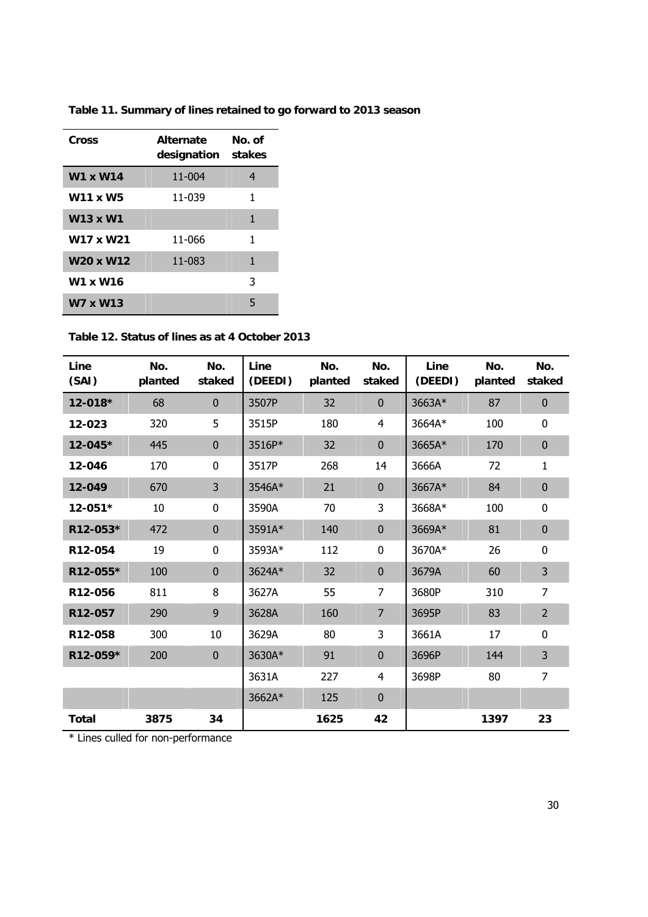**Table 11. Summary of lines retained to go forward to 2013 season**

| Cross | Alternate designation | No. of stakes |
|---|---|---|
| **W1 x W14** | 11-004 | 4 |
| **W11 x W5** | 11-039 | 1 |
| **W13 x W1** | | 1 |
| **W17 x W21** | 11-066 | 1 |
| **W20 x W12** | 11-083 | 1 |
| **W1 x W16** | | 3 |
| **W7 x W13** | | 5 |

**Table 12. Status of lines as at 4 October 2013**

| Line (SAI) | No. planted | No. staked | Line (DEEDI) | No. planted | No. staked | Line (DEEDI) | No. planted | No. staked |
|---|---|---|---|---|---|---|---|---|
| **12-018*** | 68 | 0 | 3507P | 32 | 0 | 3663A* | 87 | 0 |
| **12-023** | 320 | 5 | 3515P | 180 | 4 | 3664A* | 100 | 0 |
| **12-045*** | 445 | 0 | 3516P* | 32 | 0 | 3665A* | 170 | 0 |
| **12-046** | 170 | 0 | 3517P | 268 | 14 | 3666A | 72 | 1 |
| **12-049** | 670 | 3 | 3546A* | 21 | 0 | 3667A* | 84 | 0 |
| **12-051*** | 10 | 0 | 3590A | 70 | 3 | 3668A* | 100 | 0 |
| **R12-053*** | 472 | 0 | 3591A* | 140 | 0 | 3669A* | 81 | 0 |
| **R12-054** | 19 | 0 | 3593A* | 112 | 0 | 3670A* | 26 | 0 |
| **R12-055*** | 100 | 0 | 3624A* | 32 | 0 | 3679A | 60 | 3 |
| **R12-056** | 811 | 8 | 3627A | 55 | 7 | 3680P | 310 | 7 |
| **R12-057** | 290 | 9 | 3628A | 160 | 7 | 3695P | 83 | 2 |
| **R12-058** | 300 | 10 | 3629A | 80 | 3 | 3661A | 17 | 0 |
| **R12-059*** | 200 | 0 | 3630A* | 91 | 0 | 3696P | 144 | 3 |
| | | | 3631A | 227 | 4 | 3698P | 80 | 7 |
| | | | 3662A* | 125 | 0 | | | |
| **Total** | **3875** | **34** | | **1625** | **42** | | **1397** | **23** |

* Lines culled for non-performance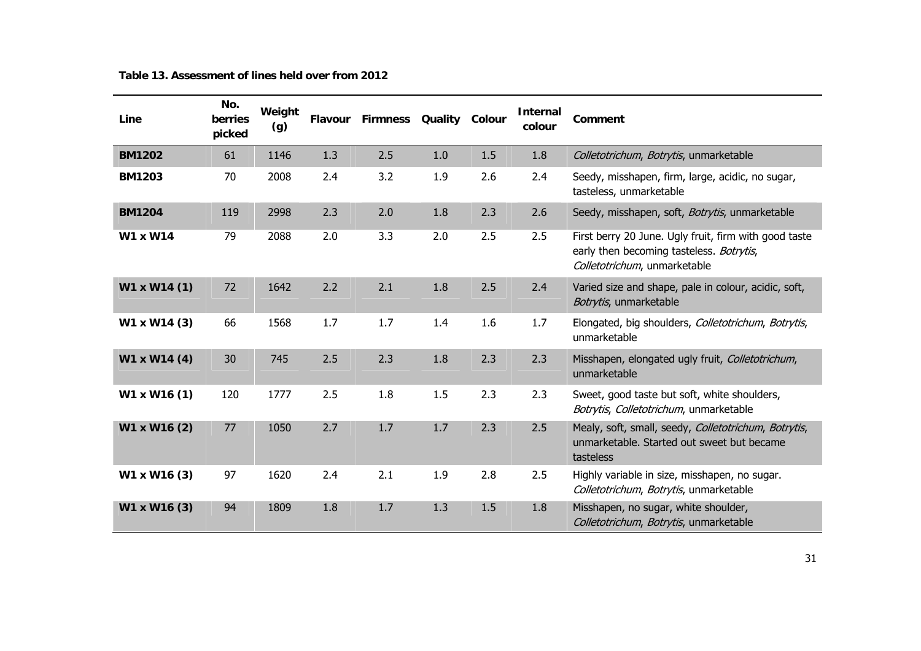**Table 13. Assessment of lines held over from 2012**

| Line | No. berries picked | Weight (g) | Flavour | Firmness | Quality | Colour | Internal colour | Comment |
|---|---|---|---|---|---|---|---|---|
| **BM1202** | 61 | 1146 | 1.3 | 2.5 | 1.0 | 1.5 | 1.8 | *Colletotrichum*, *Botrytis*, unmarketable |
| **BM1203** | 70 | 2008 | 2.4 | 3.2 | 1.9 | 2.6 | 2.4 | Seedy, misshapen, firm, large, acidic, no sugar, tasteless, unmarketable |
| **BM1204** | 119 | 2998 | 2.3 | 2.0 | 1.8 | 2.3 | 2.6 | Seedy, misshapen, soft, *Botrytis*, unmarketable |
| **W1 x W14** | 79 | 2088 | 2.0 | 3.3 | 2.0 | 2.5 | 2.5 | First berry 20 June. Ugly fruit, firm with good taste early then becoming tasteless. *Botrytis*, *Colletotrichum*, unmarketable |
| **W1 x W14 (1)** | 72 | 1642 | 2.2 | 2.1 | 1.8 | 2.5 | 2.4 | Varied size and shape, pale in colour, acidic, soft, *Botrytis*, unmarketable |
| **W1 x W14 (3)** | 66 | 1568 | 1.7 | 1.7 | 1.4 | 1.6 | 1.7 | Elongated, big shoulders, *Colletotrichum*, *Botrytis*, unmarketable |
| **W1 x W14 (4)** | 30 | 745 | 2.5 | 2.3 | 1.8 | 2.3 | 2.3 | Misshapen, elongated ugly fruit, *Colletotrichum*, unmarketable |
| **W1 x W16 (1)** | 120 | 1777 | 2.5 | 1.8 | 1.5 | 2.3 | 2.3 | Sweet, good taste but soft, white shoulders, *Botrytis*, *Colletotrichum*, unmarketable |
| **W1 x W16 (2)** | 77 | 1050 | 2.7 | 1.7 | 1.7 | 2.3 | 2.5 | Mealy, soft, small, seedy, *Colletotrichum*, *Botrytis*, unmarketable. Started out sweet but became tasteless |
| **W1 x W16 (3)** | 97 | 1620 | 2.4 | 2.1 | 1.9 | 2.8 | 2.5 | Highly variable in size, misshapen, no sugar. *Colletotrichum*, *Botrytis*, unmarketable |
| **W1 x W16 (3)** | 94 | 1809 | 1.8 | 1.7 | 1.3 | 1.5 | 1.8 | Misshapen, no sugar, white shoulder, *Colletotrichum*, *Botrytis*, unmarketable |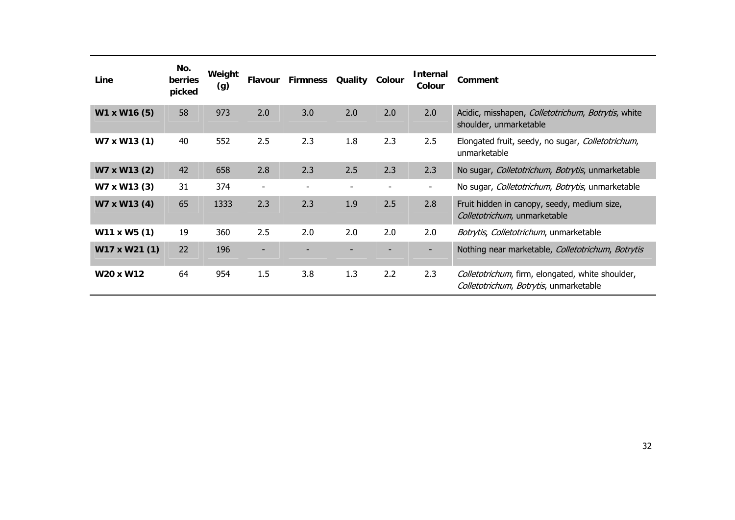| Line | No. berries picked | Weight (g) | Flavour | Firmness | Quality | Colour | Internal Colour | Comment |
|---|---|---|---|---|---|---|---|---|
| **W1 x W16 (5)** | 58 | 973 | 2.0 | 3.0 | 2.0 | 2.0 | 2.0 | Acidic, misshapen, *Colletotrichum*, *Botrytis*, white shoulder, unmarketable |
| **W7 x W13 (1)** | 40 | 552 | 2.5 | 2.3 | 1.8 | 2.3 | 2.5 | Elongated fruit, seedy, no sugar, *Colletotrichum*, unmarketable |
| **W7 x W13 (2)** | 42 | 658 | 2.8 | 2.3 | 2.5 | 2.3 | 2.3 | No sugar, *Colletotrichum*, *Botrytis*, unmarketable |
| **W7 x W13 (3)** | 31 | 374 | - | - | - | - | - | No sugar, *Colletotrichum*, *Botrytis*, unmarketable |
| **W7 x W13 (4)** | 65 | 1333 | 2.3 | 2.3 | 1.9 | 2.5 | 2.8 | Fruit hidden in canopy, seedy, medium size, *Colletotrichum*, unmarketable |
| **W11 x W5 (1)** | 19 | 360 | 2.5 | 2.0 | 2.0 | 2.0 | 2.0 | *Botrytis*, *Colletotrichum*, unmarketable |
| **W17 x W21 (1)** | 22 | 196 | - | - | - | - | - | Nothing near marketable, *Colletotrichum*, *Botrytis* |
| **W20 x W12** | 64 | 954 | 1.5 | 3.8 | 1.3 | 2.2 | 2.3 | *Colletotrichum*, firm, elongated, white shoulder, *Colletotrichum*, *Botrytis*, unmarketable |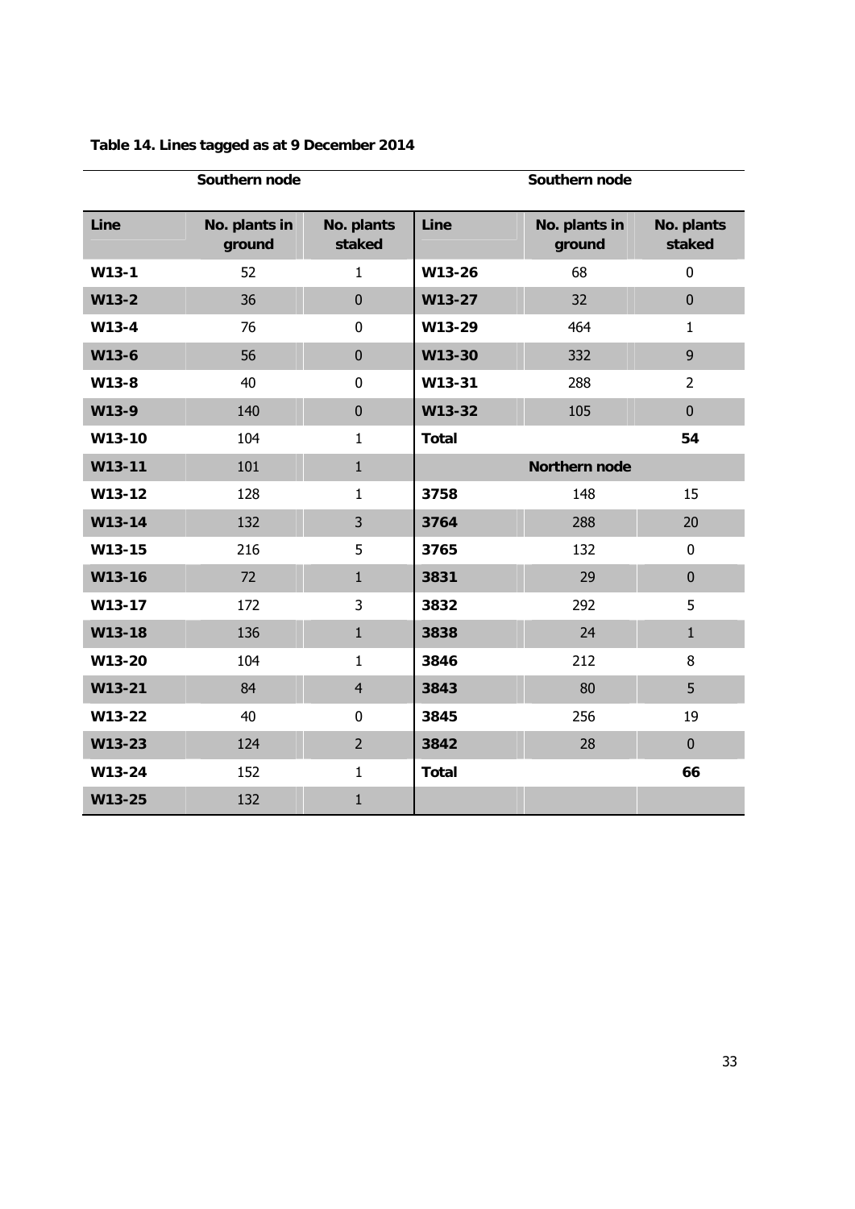**Table 14. Lines tagged as at 9 December 2014**

| Southern node | | | Southern node | | |
|---|---|---|---|---|---|
| **Line** | **No. plants in ground** | **No. plants staked** | **Line** | **No. plants in ground** | **No. plants staked** |
| **W13-1** | 52 | 1 | **W13-26** | 68 | 0 |
| **W13-2** | 36 | 0 | **W13-27** | 32 | 0 |
| **W13-4** | 76 | 0 | **W13-29** | 464 | 1 |
| **W13-6** | 56 | 0 | **W13-30** | 332 | 9 |
| **W13-8** | 40 | 0 | **W13-31** | 288 | 2 |
| **W13-9** | 140 | 0 | **W13-32** | 105 | 0 |
| **W13-10** | 104 | 1 | **Total** | | **54** |
| **W13-11** | 101 | 1 | | **Northern node** | |
| **W13-12** | 128 | 1 | **3758** | 148 | 15 |
| **W13-14** | 132 | 3 | **3764** | 288 | 20 |
| **W13-15** | 216 | 5 | **3765** | 132 | 0 |
| **W13-16** | 72 | 1 | **3831** | 29 | 0 |
| **W13-17** | 172 | 3 | **3832** | 292 | 5 |
| **W13-18** | 136 | 1 | **3838** | 24 | 1 |
| **W13-20** | 104 | 1 | **3846** | 212 | 8 |
| **W13-21** | 84 | 4 | **3843** | 80 | 5 |
| **W13-22** | 40 | 0 | **3845** | 256 | 19 |
| **W13-23** | 124 | 2 | **3842** | 28 | 0 |
| **W13-24** | 152 | 1 | **Total** | | **66** |
| **W13-25** | 132 | 1 | | | |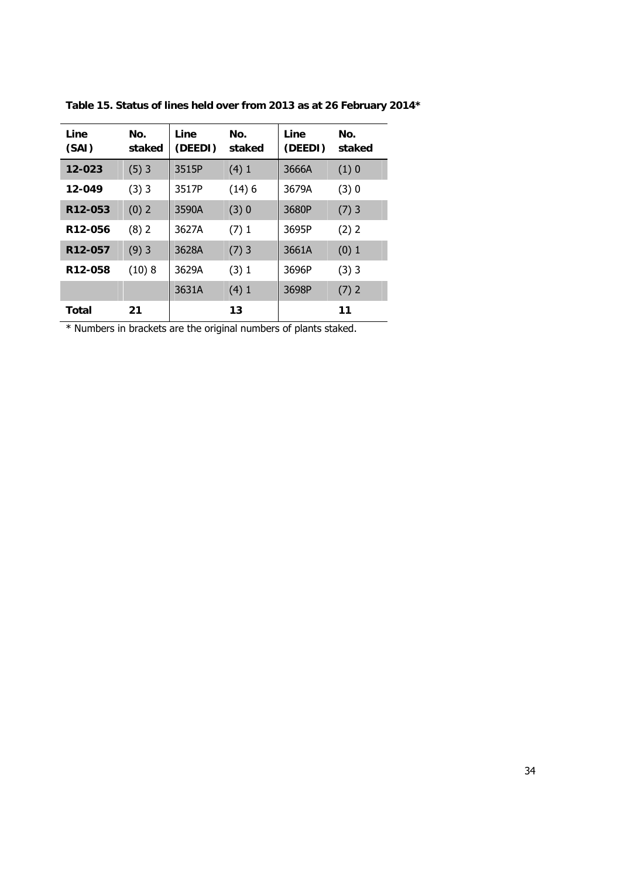**Table 15. Status of lines held over from 2013 as at 26 February 2014***

| Line (SAI) | No. staked | Line (DEEDI) | No. staked | Line (DEEDI) | No. staked |
|---|---|---|---|---|---|
| **12-023** | (5) 3 | 3515P | (4) 1 | 3666A | (1) 0 |
| **12-049** | (3) 3 | 3517P | (14) 6 | 3679A | (3) 0 |
| **R12-053** | (0) 2 | 3590A | (3) 0 | 3680P | (7) 3 |
| **R12-056** | (8) 2 | 3627A | (7) 1 | 3695P | (2) 2 |
| **R12-057** | (9) 3 | 3628A | (7) 3 | 3661A | (0) 1 |
| **R12-058** | (10) 8 | 3629A | (3) 1 | 3696P | (3) 3 |
| | | 3631A | (4) 1 | 3698P | (7) 2 |
| **Total** | **21** | | **13** | | **11** |

* Numbers in brackets are the original numbers of plants staked.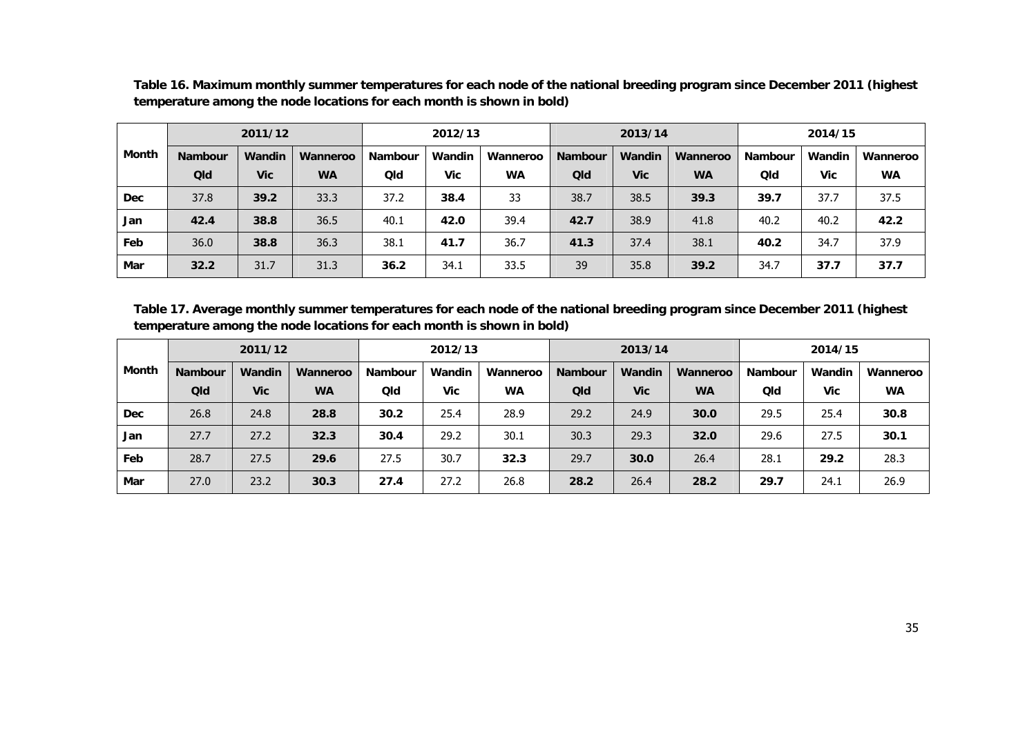**Table 16. Maximum monthly summer temperatures for each node of the national breeding program since December 2011 (highest temperature among the node locations for each month is shown in bold)**

| Month | 2011/12 | | | 2012/13 | | | 2013/14 | | | 2014/15 | | |
|---|---|---|---|---|---|---|---|---|---|---|---|---|
| | Nambour Qld | Wandin Vic | Wanneroo WA | Nambour Qld | Wandin Vic | Wanneroo WA | Nambour Qld | Wandin Vic | Wanneroo WA | Nambour Qld | Wandin Vic | Wanneroo WA |
| **Dec** | 37.8 | **39.2** | 33.3 | 37.2 | **38.4** | 33 | 38.7 | 38.5 | **39.3** | **39.7** | 37.7 | 37.5 |
| **Jan** | **42.4** | 38.8 | 36.5 | 40.1 | **42.0** | 39.4 | **42.7** | 38.9 | 41.8 | 40.2 | 40.2 | **42.2** |
| **Feb** | 36.0 | **38.8** | 36.3 | 38.1 | **41.7** | 36.7 | **41.3** | 37.4 | 38.1 | **40.2** | 34.7 | 37.9 |
| **Mar** | **32.2** | 31.7 | 31.3 | **36.2** | 34.1 | 33.5 | 39 | 35.8 | **39.2** | 34.7 | **37.7** | **37.7** |

**Table 17. Average monthly summer temperatures for each node of the national breeding program since December 2011 (highest temperature among the node locations for each month is shown in bold)**

| Month | 2011/12 | | | 2012/13 | | | 2013/14 | | | 2014/15 | | |
|---|---|---|---|---|---|---|---|---|---|---|---|---|
| | Nambour Qld | Wandin Vic | Wanneroo WA | Nambour Qld | Wandin Vic | Wanneroo WA | Nambour Qld | Wandin Vic | Wanneroo WA | Nambour Qld | Wandin Vic | Wanneroo WA |
| **Dec** | 26.8 | 24.8 | **28.8** | **30.2** | 25.4 | 28.9 | 29.2 | 24.9 | **30.0** | 29.5 | 25.4 | **30.8** |
| **Jan** | 27.7 | 27.2 | **32.3** | **30.4** | 29.2 | 30.1 | 30.3 | 29.3 | **32.0** | 29.6 | 27.5 | **30.1** |
| **Feb** | 28.7 | 27.5 | **29.6** | 27.5 | 30.7 | **32.3** | 29.7 | **30.0** | 26.4 | 28.1 | **29.2** | 28.3 |
| **Mar** | 27.0 | 23.2 | **30.3** | **27.4** | 27.2 | 26.8 | **28.2** | 26.4 | **28.2** | **29.7** | 24.1 | 26.9 |